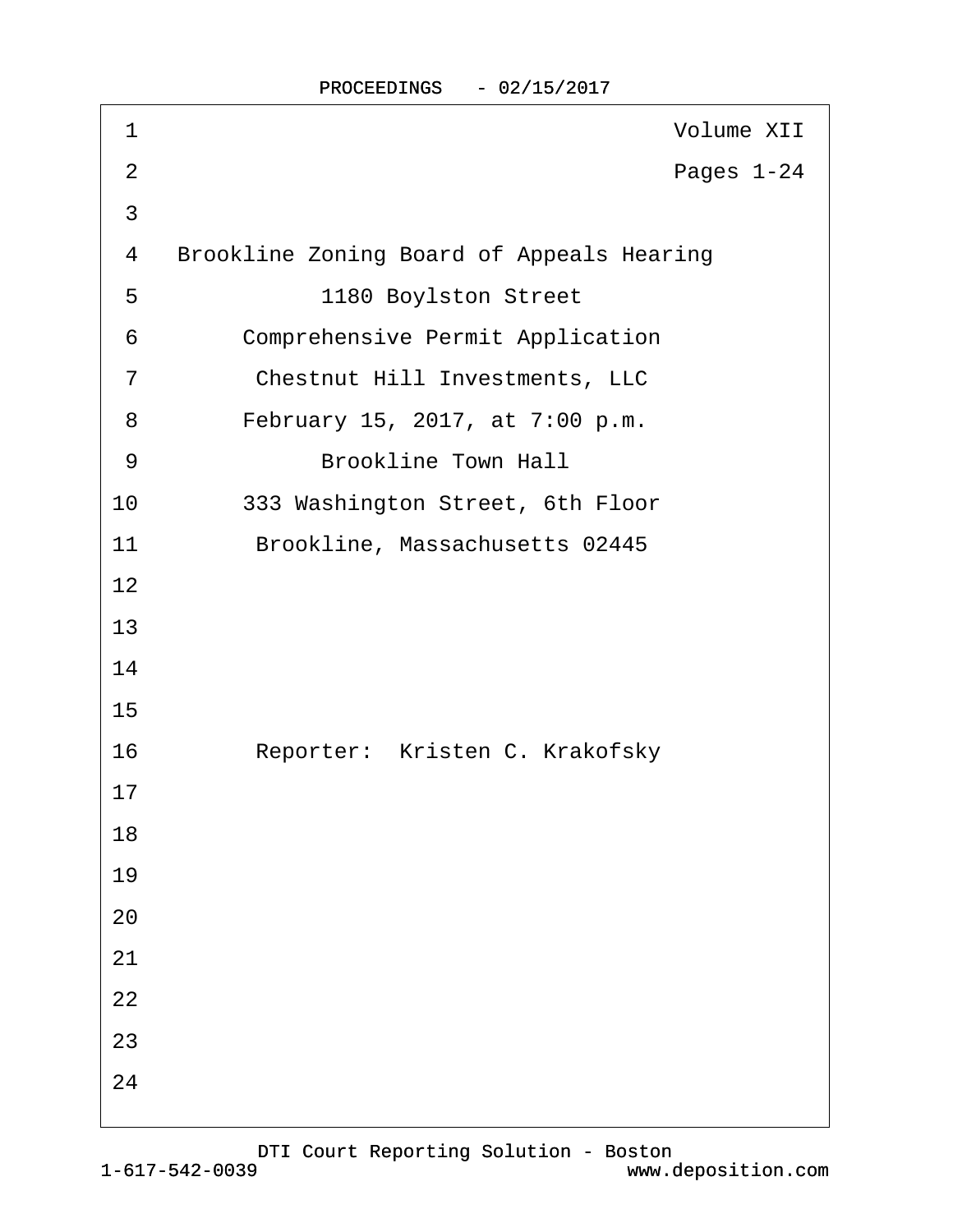Volume XII

Pages 1-24

Brookline Zoning Board of Appeals Hearing

1180 Boylston Street

Comprehensive Permit Application

Chestnut Hill Investments, LLC

February 15, 2017, at 7:00 p.m.

Brookline Town Hall

333 Washington Street, 6th Floor

Brookline, Massachusetts 02445

Reporter: Kristen C. Krakofsky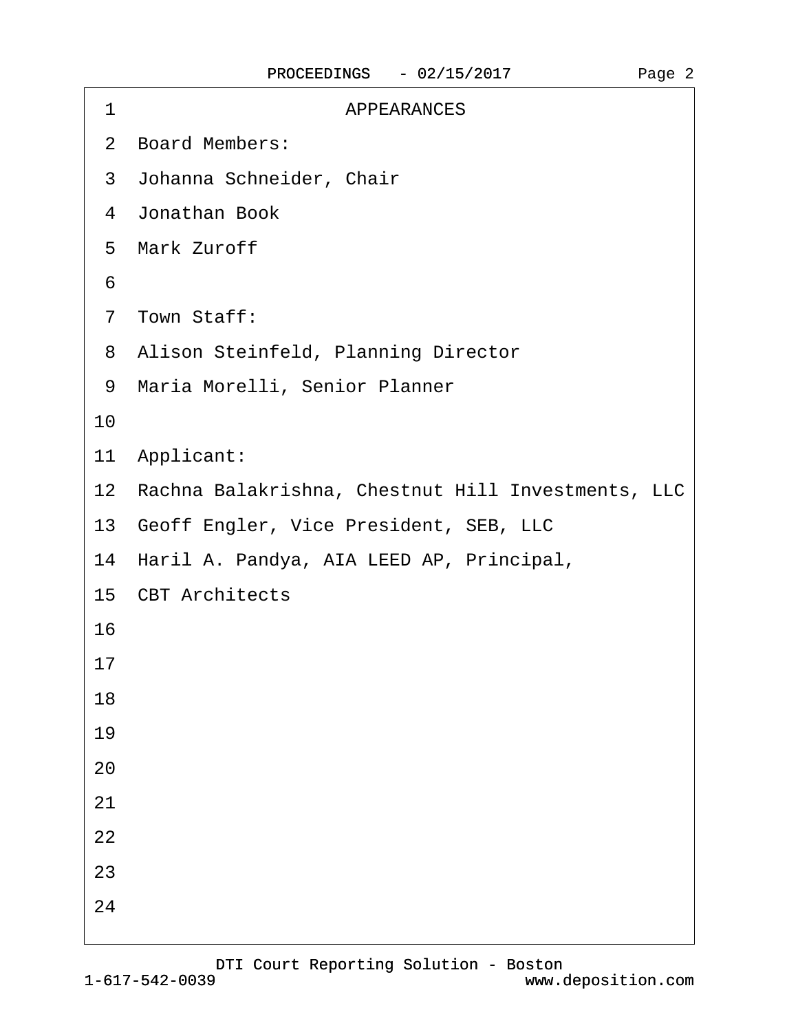# APPEARANCES

Board Members:

Johanna Schneider, Chair

Jonathan Book

Mark Zuroff

Town Staff:

Alison Steinfeld, Planning Director

Maria Morelli, Senior Planner

Applicant:

Rachna Balakrishna, Chestnut Hill Investments, LLC

Geoff Engler, Vice President, SEB, LLC

Haril A. Pandya, AIA LEED AP, Principal,

CBT Architects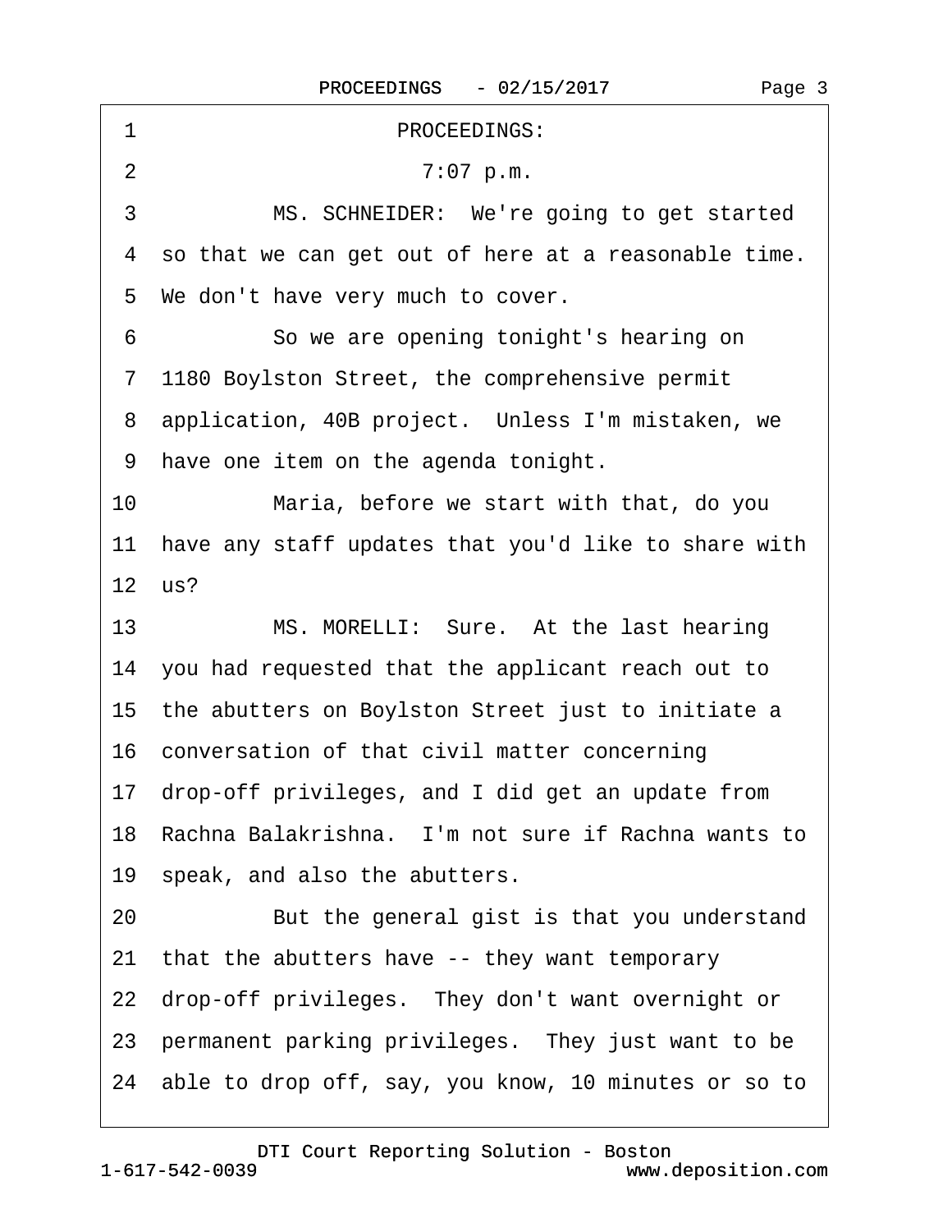PROCEEDINGS:

7:07 p.m.

MS. SCHNEIDER: We're going to get started so that we can get out of here at a reasonable time. We don't have very much to cover.

So we are opening tonight's hearing on 1180 Boylston Street, the comprehensive permit application, 40B project. Unless I'm mistaken, we have one item on the agenda tonight.

Maria, before we start with that, do you have any staff updates that you'd like to share with us?

MS. MORELLI: Sure. At the last hearing you had requested that the applicant reach out to the abutters on Boylston Street just to initiate a conversation of that civil matter concerning drop-off privileges, and I did get an update from Rachna Balakrishna. I'm not sure if Rachna wants to speak, and also the abutters.

But the general gist is that you understand that the abutters have -- they want temporary drop-off privileges. They don't want overnight or permanent parking privileges. They just want to be able to drop off, say, you know, 10 minutes or so to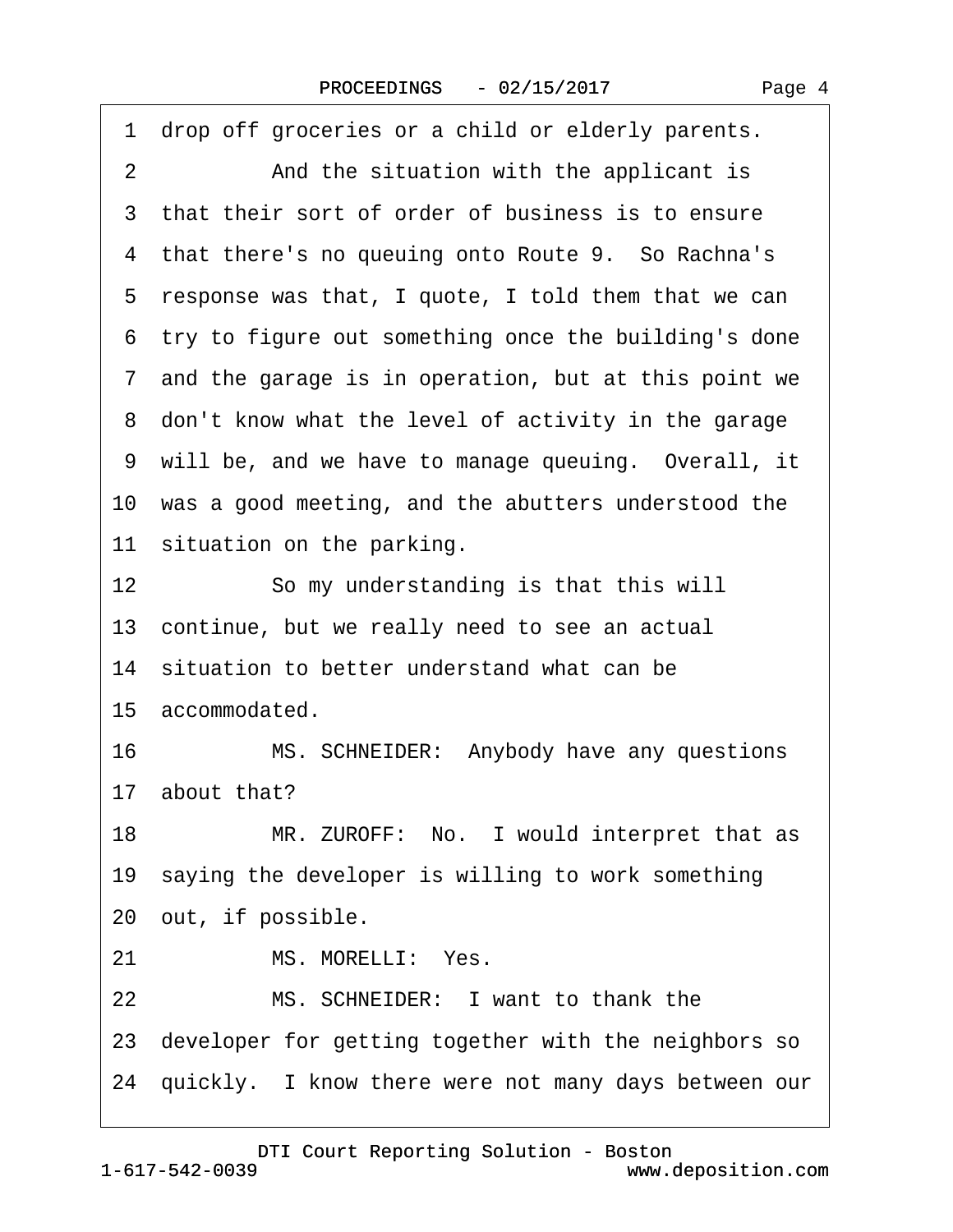1 drop off groceries or a child or elderly parents.

2 And the situation with the applicant is

3 that their sort of order of business is to ensure

4 that there's no queuing onto Route 9. So Rachna's

5 response was that, I quote, I told them that we can

6 try to figure out something once the building's done

7 and the garage is in operation, but at this point we

8 don't know what the level of activity in the garage

9 will be, and we have to manage queuing. Overall, it

10 was a good meeting, and the abutters understood the

11 situation on the parking.

12 So my understanding is that this will

13 continue, but we really need to see an actual

14 situation to better understand what can be

15 accommodated.

16 MS. SCHNEIDER: Anybody have any questions

17 about that?

18 MR. ZUROFF: No. I would interpret that as

19 saying the developer is willing to work something

20 out, if possible.

21 MS. MORELLI: Yes.

22 MS. SCHNEIDER: I want to thank the

23 developer for getting together with the neighbors so

24 quickly. I know there were not many days between our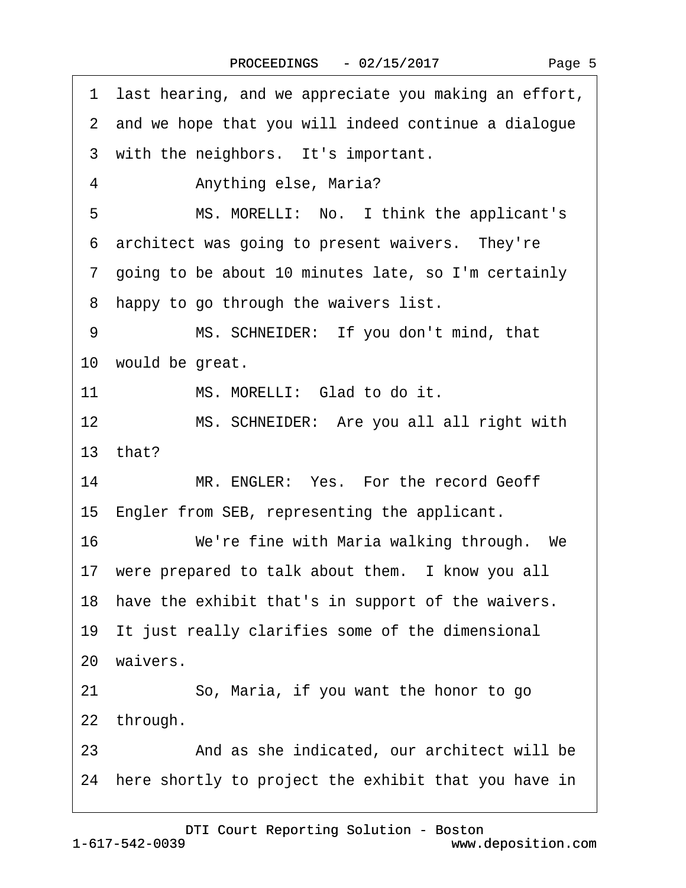1 last hearing, and we appreciate you making an effort,
2 and we hope that you will indeed continue a dialogue
3 with the neighbors. It's important.
4 Anything else, Maria?
5 MS. MORELLI: No. I think the applicant's
6 architect was going to present waivers. They're
7 going to be about 10 minutes late, so I'm certainly
8 happy to go through the waivers list.
9 MS. SCHNEIDER: If you don't mind, that
10 would be great.
11 MS. MORELLI: Glad to do it.
12 MS. SCHNEIDER: Are you all all right with
13 that?
14 MR. ENGLER: Yes. For the record Geoff
15 Engler from SEB, representing the applicant.
16 We're fine with Maria walking through. We
17 were prepared to talk about them. I know you all
18 have the exhibit that's in support of the waivers.
19 It just really clarifies some of the dimensional
20 waivers.
21 So, Maria, if you want the honor to go
22 through.
23 And as she indicated, our architect will be
24 here shortly to project the exhibit that you have in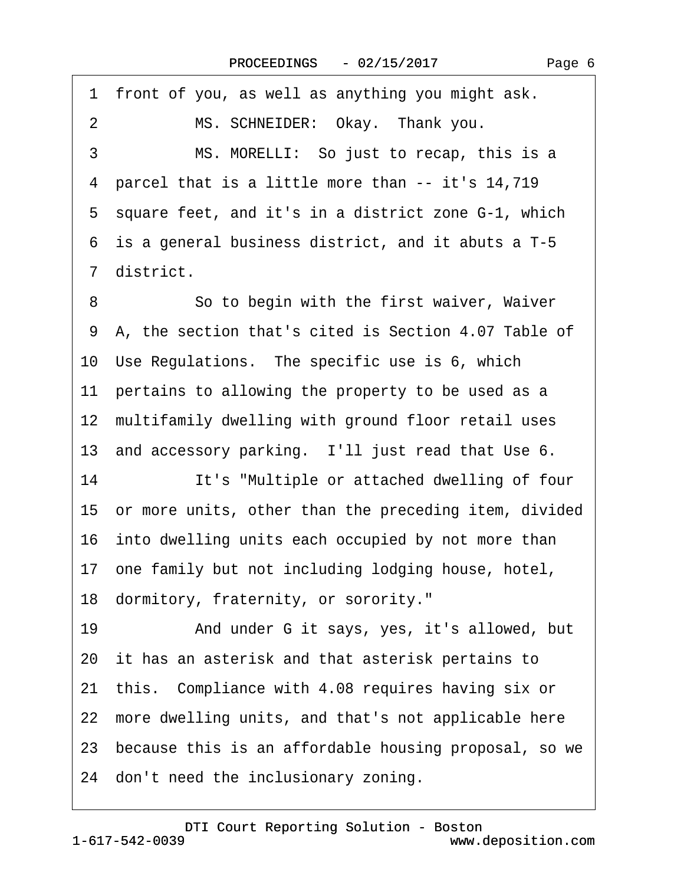1 front of you, as well as anything you might ask.

2 MS. SCHNEIDER: Okay. Thank you.

3 MS. MORELLI: So just to recap, this is a
4 parcel that is a little more than -- it's 14,719
5 square feet, and it's in a district zone G-1, which
6 is a general business district, and it abuts a T-5
7 district.

8 So to begin with the first waiver, Waiver
9 A, the section that's cited is Section 4.07 Table of
10 Use Regulations. The specific use is 6, which
11 pertains to allowing the property to be used as a
12 multifamily dwelling with ground floor retail uses
13 and accessory parking. I'll just read that Use 6.

14 It's "Multiple or attached dwelling of four
15 or more units, other than the preceding item, divided
16 into dwelling units each occupied by not more than
17 one family but not including lodging house, hotel,
18 dormitory, fraternity, or sorority."

19 And under G it says, yes, it's allowed, but
20 it has an asterisk and that asterisk pertains to
21 this. Compliance with 4.08 requires having six or
22 more dwelling units, and that's not applicable here
23 because this is an affordable housing proposal, so we
24 don't need the inclusionary zoning.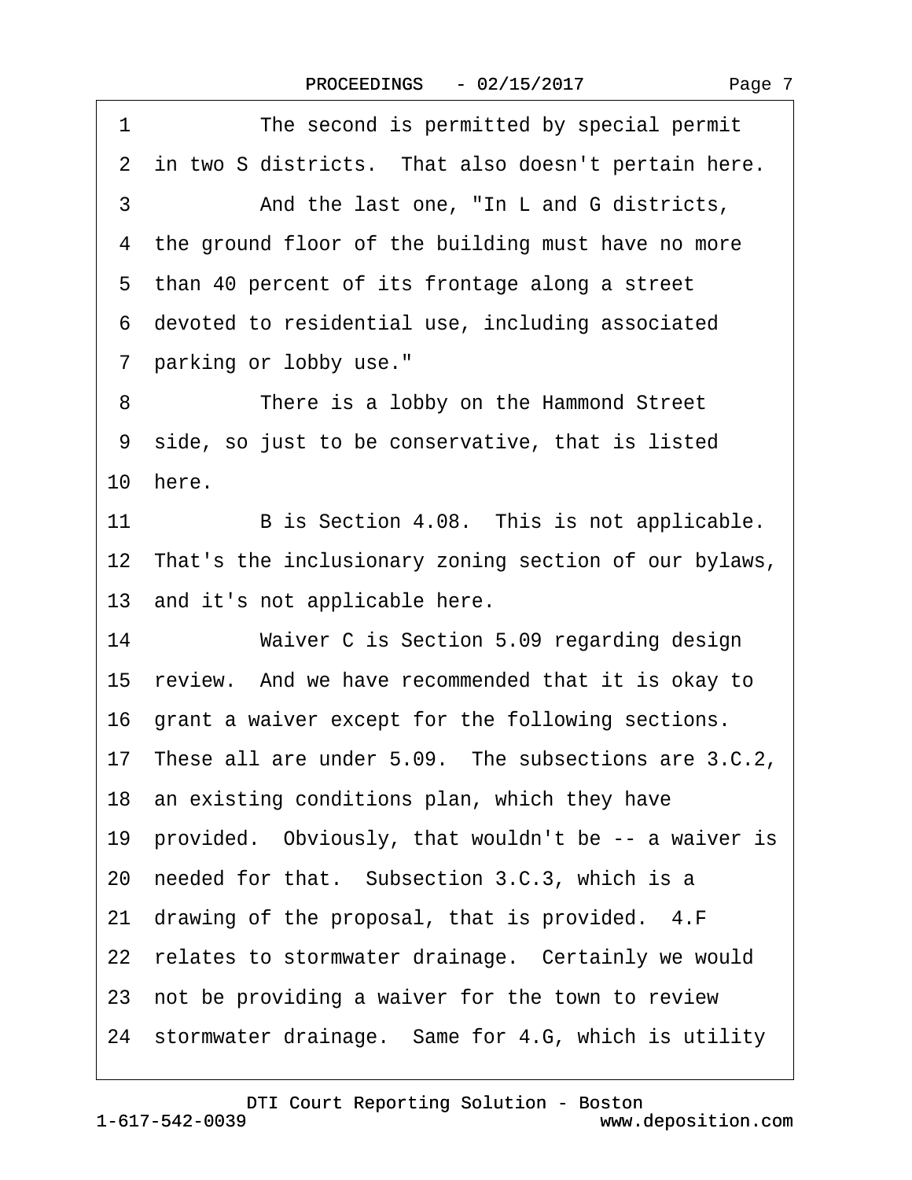1 The second is permitted by special permit

2 in two S districts. That also doesn't pertain here.

3 And the last one, "In L and G districts,

4 the ground floor of the building must have no more

5 than 40 percent of its frontage along a street

6 devoted to residential use, including associated

7 parking or lobby use."

8 There is a lobby on the Hammond Street

9 side, so just to be conservative, that is listed

10 here.

11 B is Section 4.08. This is not applicable.

12 That's the inclusionary zoning section of our bylaws,

13 and it's not applicable here.

14 Waiver C is Section 5.09 regarding design

15 review. And we have recommended that it is okay to

16 grant a waiver except for the following sections.

17 These all are under 5.09. The subsections are 3.C.2,

18 an existing conditions plan, which they have

19 provided. Obviously, that wouldn't be -- a waiver is

20 needed for that. Subsection 3.C.3, which is a

21 drawing of the proposal, that is provided. 4.F

22 relates to stormwater drainage. Certainly we would

23 not be providing a waiver for the town to review

24 stormwater drainage. Same for 4.G, which is utility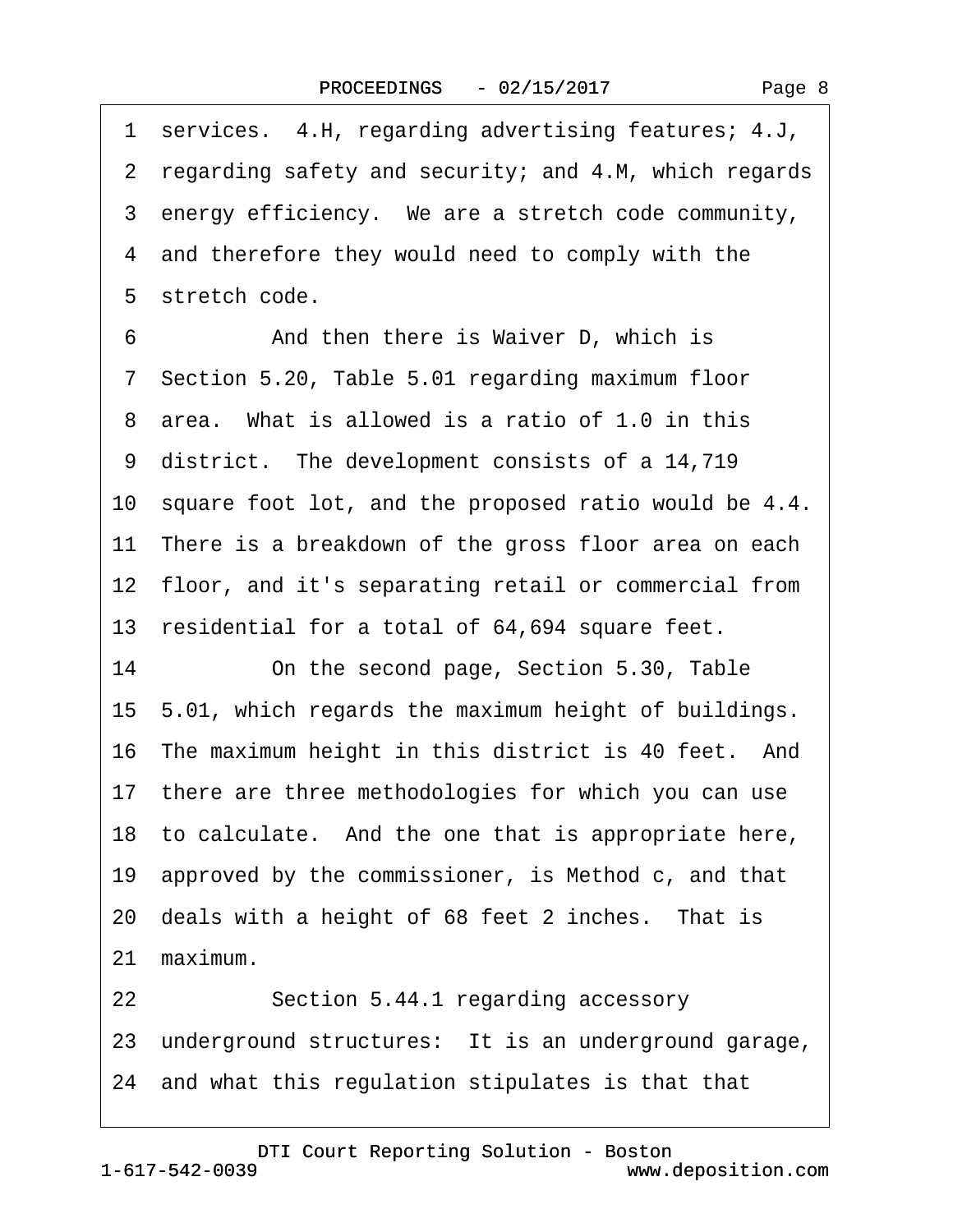1 services. 4.H, regarding advertising features; 4.J,
2 regarding safety and security; and 4.M, which regards
3 energy efficiency. We are a stretch code community,
4 and therefore they would need to comply with the
5 stretch code.

6 And then there is Waiver D, which is
7 Section 5.20, Table 5.01 regarding maximum floor
8 area. What is allowed is a ratio of 1.0 in this
9 district. The development consists of a 14,719
10 square foot lot, and the proposed ratio would be 4.4.
11 There is a breakdown of the gross floor area on each
12 floor, and it's separating retail or commercial from
13 residential for a total of 64,694 square feet.

14 On the second page, Section 5.30, Table
15 5.01, which regards the maximum height of buildings.
16 The maximum height in this district is 40 feet. And
17 there are three methodologies for which you can use
18 to calculate. And the one that is appropriate here,
19 approved by the commissioner, is Method c, and that
20 deals with a height of 68 feet 2 inches. That is
21 maximum.

22 Section 5.44.1 regarding accessory
23 underground structures: It is an underground garage,
24 and what this regulation stipulates is that that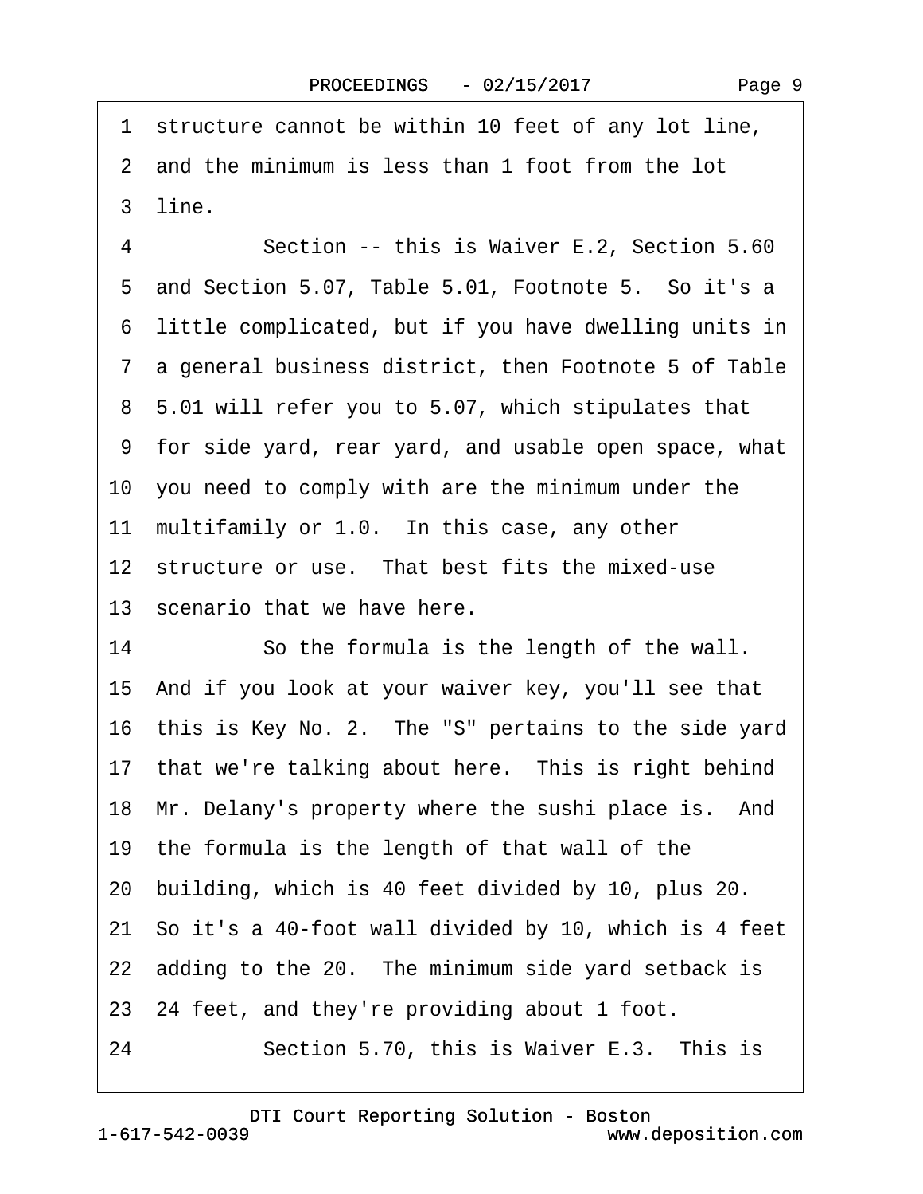1 structure cannot be within 10 feet of any lot line,
2 and the minimum is less than 1 foot from the lot
3 line.

4 Section -- this is Waiver E.2, Section 5.60
5 and Section 5.07, Table 5.01, Footnote 5. So it's a
6 little complicated, but if you have dwelling units in
7 a general business district, then Footnote 5 of Table
8 5.01 will refer you to 5.07, which stipulates that
9 for side yard, rear yard, and usable open space, what
10 you need to comply with are the minimum under the
11 multifamily or 1.0. In this case, any other
12 structure or use. That best fits the mixed-use
13 scenario that we have here.

14 So the formula is the length of the wall.
15 And if you look at your waiver key, you'll see that
16 this is Key No. 2. The "S" pertains to the side yard
17 that we're talking about here. This is right behind
18 Mr. Delany's property where the sushi place is. And
19 the formula is the length of that wall of the
20 building, which is 40 feet divided by 10, plus 20.
21 So it's a 40-foot wall divided by 10, which is 4 feet
22 adding to the 20. The minimum side yard setback is
23 24 feet, and they're providing about 1 foot.

24 Section 5.70, this is Waiver E.3. This is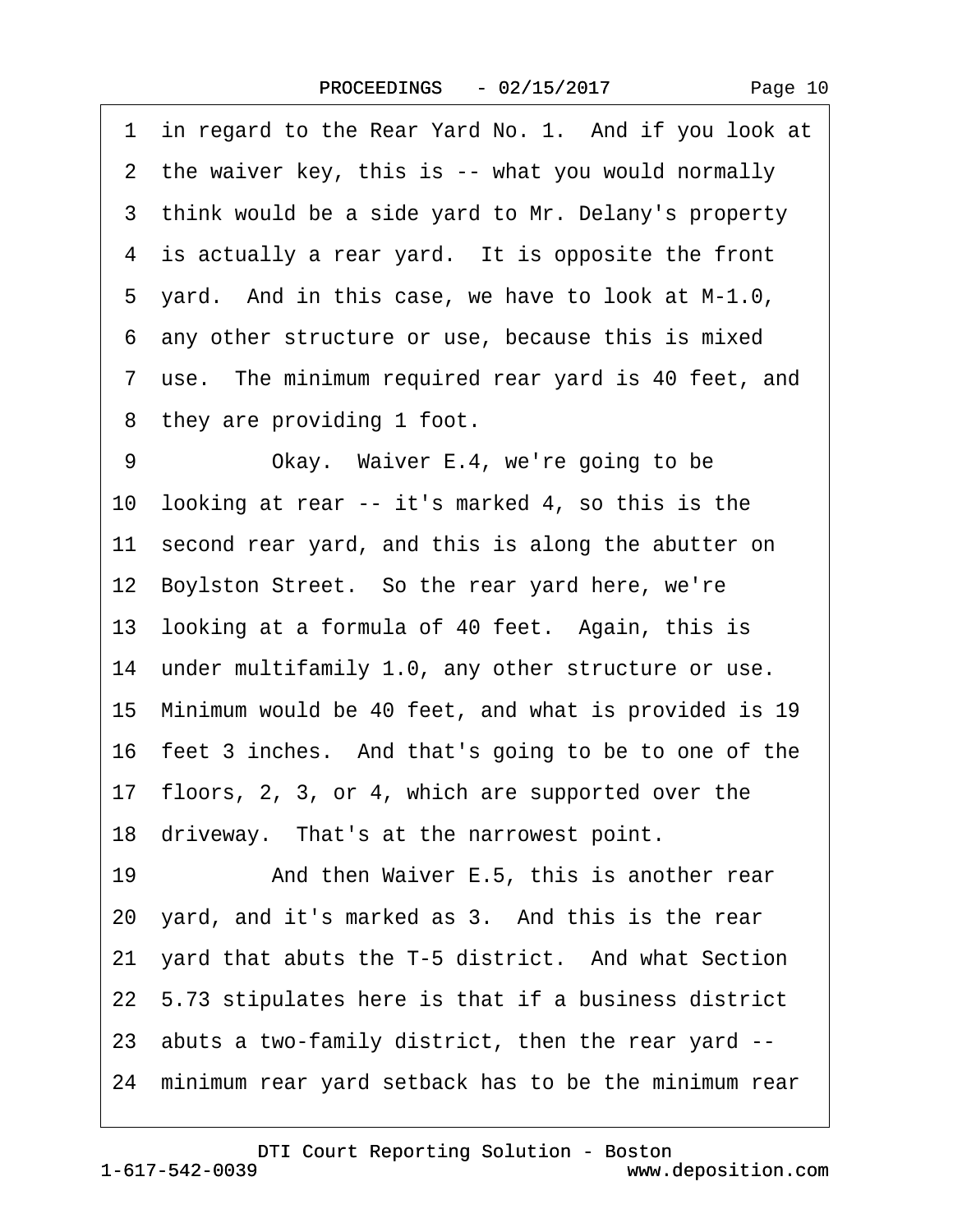1 in regard to the Rear Yard No. 1. And if you look at
2 the waiver key, this is -- what you would normally
3 think would be a side yard to Mr. Delany's property
4 is actually a rear yard. It is opposite the front
5 yard. And in this case, we have to look at M-1.0,
6 any other structure or use, because this is mixed
7 use. The minimum required rear yard is 40 feet, and
8 they are providing 1 foot.

9 Okay. Waiver E.4, we're going to be
10 looking at rear -- it's marked 4, so this is the
11 second rear yard, and this is along the abutter on
12 Boylston Street. So the rear yard here, we're
13 looking at a formula of 40 feet. Again, this is
14 under multifamily 1.0, any other structure or use.
15 Minimum would be 40 feet, and what is provided is 19
16 feet 3 inches. And that's going to be to one of the
17 floors, 2, 3, or 4, which are supported over the
18 driveway. That's at the narrowest point.

19 And then Waiver E.5, this is another rear
20 yard, and it's marked as 3. And this is the rear
21 yard that abuts the T-5 district. And what Section
22 5.73 stipulates here is that if a business district
23 abuts a two-family district, then the rear yard --
24 minimum rear yard setback has to be the minimum rear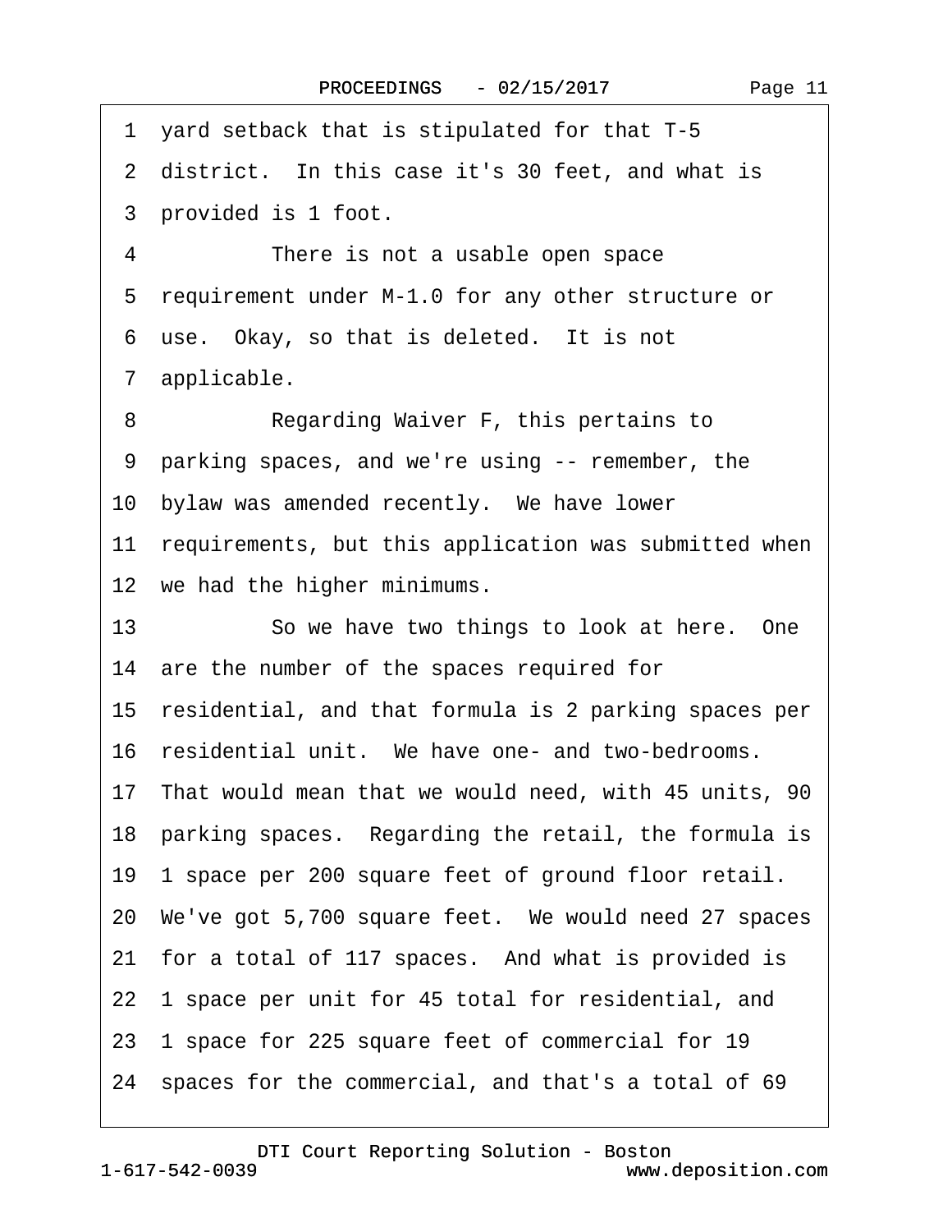1 yard setback that is stipulated for that T-5

2 district. In this case it's 30 feet, and what is

3 provided is 1 foot.

4 There is not a usable open space

5 requirement under M-1.0 for any other structure or

6 use. Okay, so that is deleted. It is not

7 applicable.

8 Regarding Waiver F, this pertains to

9 parking spaces, and we're using -- remember, the

10 bylaw was amended recently. We have lower

11 requirements, but this application was submitted when

12 we had the higher minimums.

13 So we have two things to look at here. One

14 are the number of the spaces required for

15 residential, and that formula is 2 parking spaces per

16 residential unit. We have one- and two-bedrooms.

17 That would mean that we would need, with 45 units, 90

18 parking spaces. Regarding the retail, the formula is

19 1 space per 200 square feet of ground floor retail.

20 We've got 5,700 square feet. We would need 27 spaces

21 for a total of 117 spaces. And what is provided is

22 1 space per unit for 45 total for residential, and

23 1 space for 225 square feet of commercial for 19

24 spaces for the commercial, and that's a total of 69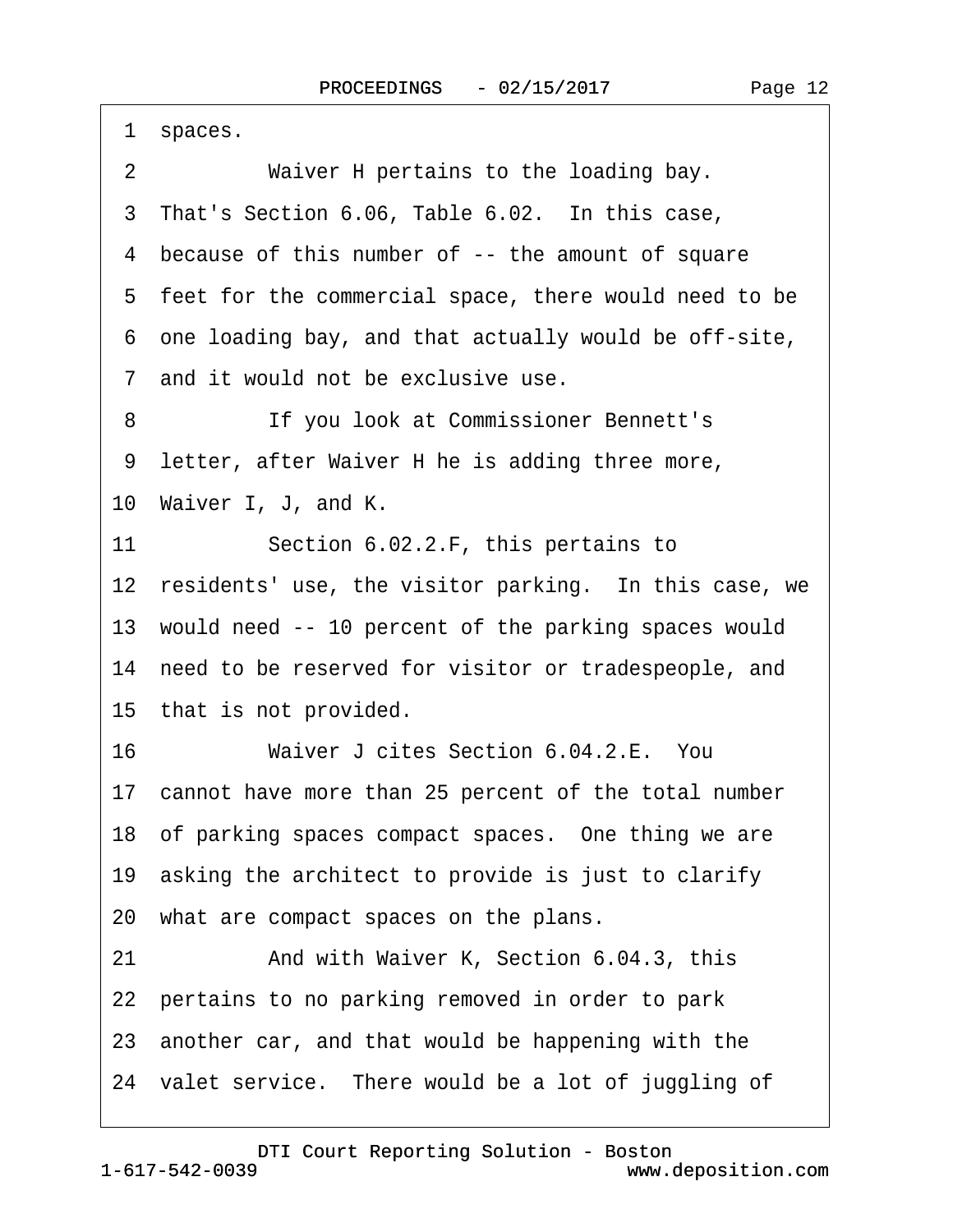1 spaces.

2 Waiver H pertains to the loading bay.

3 That's Section 6.06, Table 6.02. In this case,

4 because of this number of -- the amount of square

5 feet for the commercial space, there would need to be

6 one loading bay, and that actually would be off-site,

7 and it would not be exclusive use.

8 If you look at Commissioner Bennett's

9 letter, after Waiver H he is adding three more,

10 Waiver I, J, and K.

11 Section 6.02.2.F, this pertains to

12 residents' use, the visitor parking. In this case, we

13 would need -- 10 percent of the parking spaces would

14 need to be reserved for visitor or tradespeople, and

15 that is not provided.

16 Waiver J cites Section 6.04.2.E. You

17 cannot have more than 25 percent of the total number

18 of parking spaces compact spaces. One thing we are

19 asking the architect to provide is just to clarify

20 what are compact spaces on the plans.

21 And with Waiver K, Section 6.04.3, this

22 pertains to no parking removed in order to park

23 another car, and that would be happening with the

24 valet service. There would be a lot of juggling of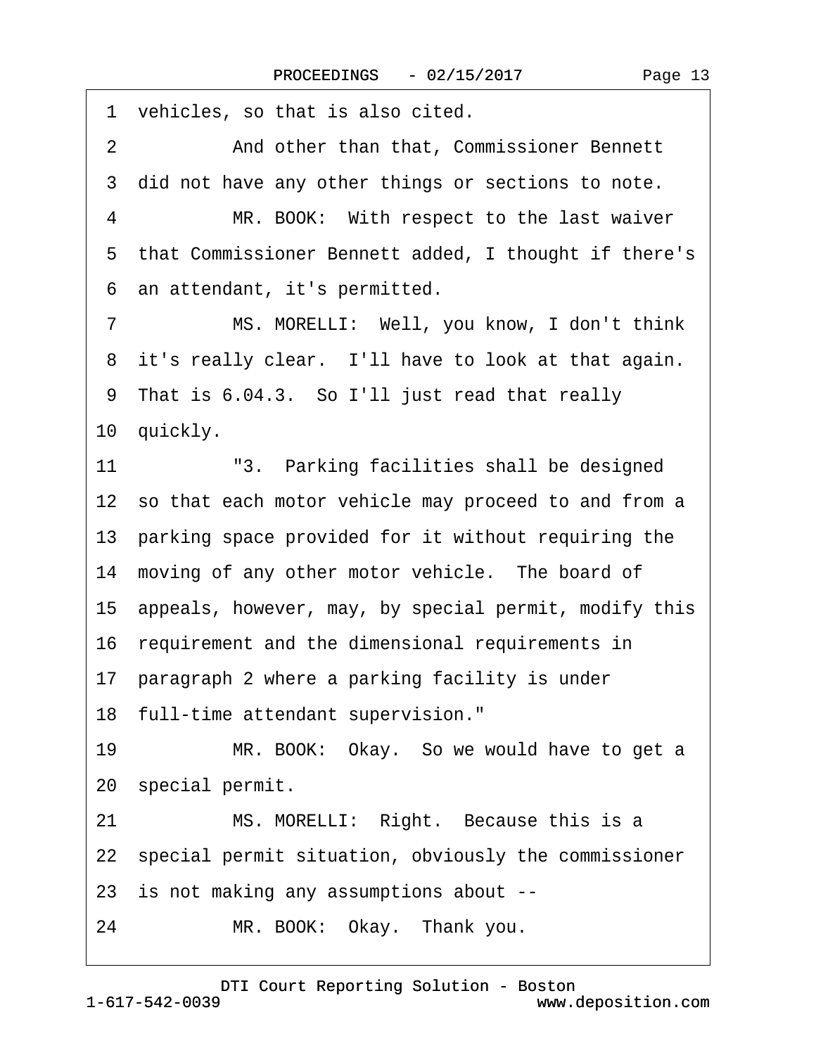1 vehicles, so that is also cited.

2 And other than that, Commissioner Bennett

3 did not have any other things or sections to note.

4 MR. BOOK: With respect to the last waiver

5 that Commissioner Bennett added, I thought if there's

6 an attendant, it's permitted.

7 MS. MORELLI: Well, you know, I don't think

8 it's really clear. I'll have to look at that again.

9 That is 6.04.3. So I'll just read that really

10 quickly.

11 "3. Parking facilities shall be designed

12 so that each motor vehicle may proceed to and from a

13 parking space provided for it without requiring the

14 moving of any other motor vehicle. The board of

15 appeals, however, may, by special permit, modify this

16 requirement and the dimensional requirements in

17 paragraph 2 where a parking facility is under

18 full-time attendant supervision."

19 MR. BOOK: Okay. So we would have to get a

20 special permit.

21 MS. MORELLI: Right. Because this is a

22 special permit situation, obviously the commissioner

23 is not making any assumptions about --

24 MR. BOOK: Okay. Thank you.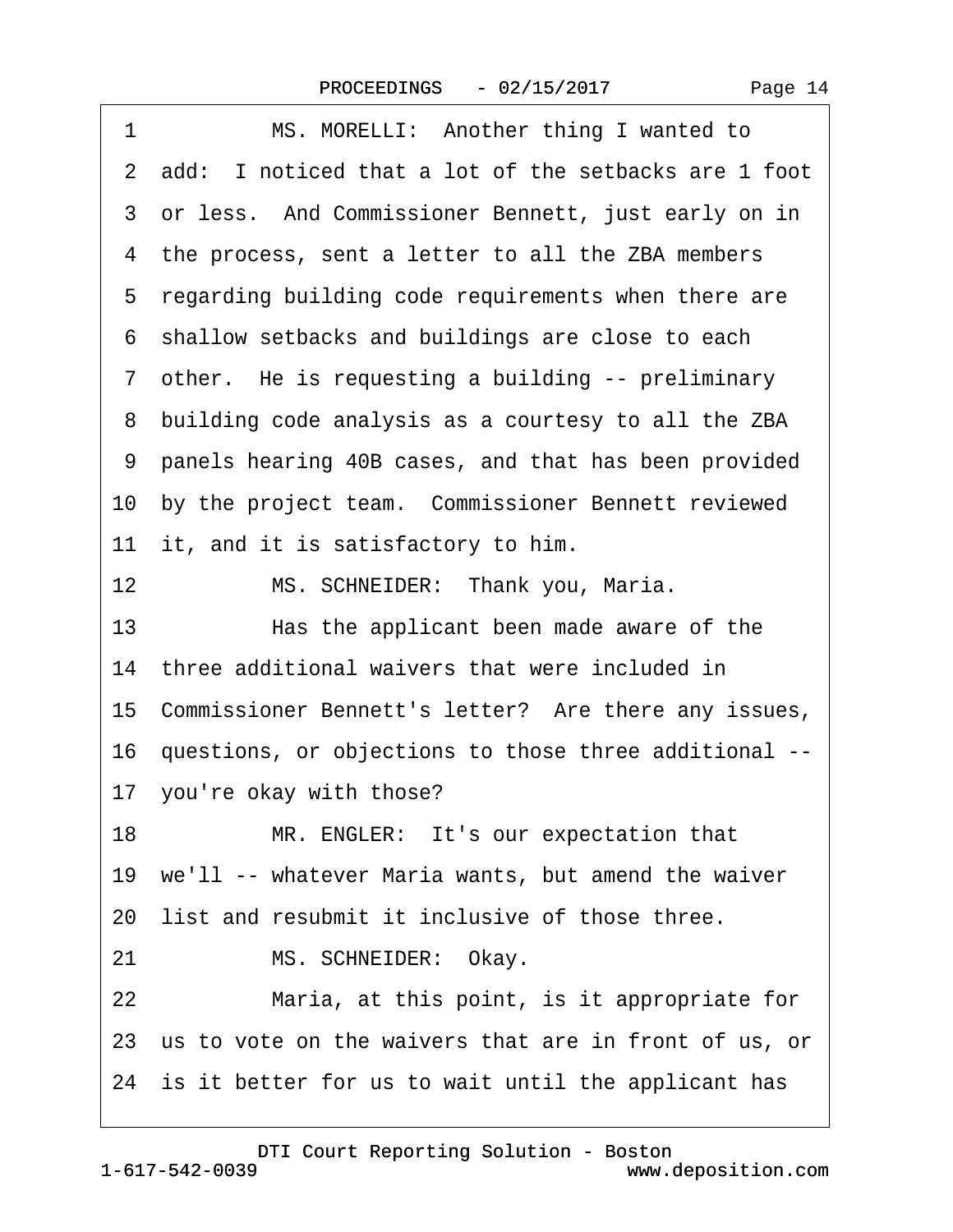1 MS. MORELLI: Another thing I wanted to
2 add: I noticed that a lot of the setbacks are 1 foot
3 or less. And Commissioner Bennett, just early on in
4 the process, sent a letter to all the ZBA members
5 regarding building code requirements when there are
6 shallow setbacks and buildings are close to each
7 other. He is requesting a building -- preliminary
8 building code analysis as a courtesy to all the ZBA
9 panels hearing 40B cases, and that has been provided
10 by the project team. Commissioner Bennett reviewed
11 it, and it is satisfactory to him.
12 MS. SCHNEIDER: Thank you, Maria.
13 Has the applicant been made aware of the
14 three additional waivers that were included in
15 Commissioner Bennett's letter? Are there any issues,
16 questions, or objections to those three additional --
17 you're okay with those?
18 MR. ENGLER: It's our expectation that
19 we'll -- whatever Maria wants, but amend the waiver
20 list and resubmit it inclusive of those three.
21 MS. SCHNEIDER: Okay.
22 Maria, at this point, is it appropriate for
23 us to vote on the waivers that are in front of us, or
24 is it better for us to wait until the applicant has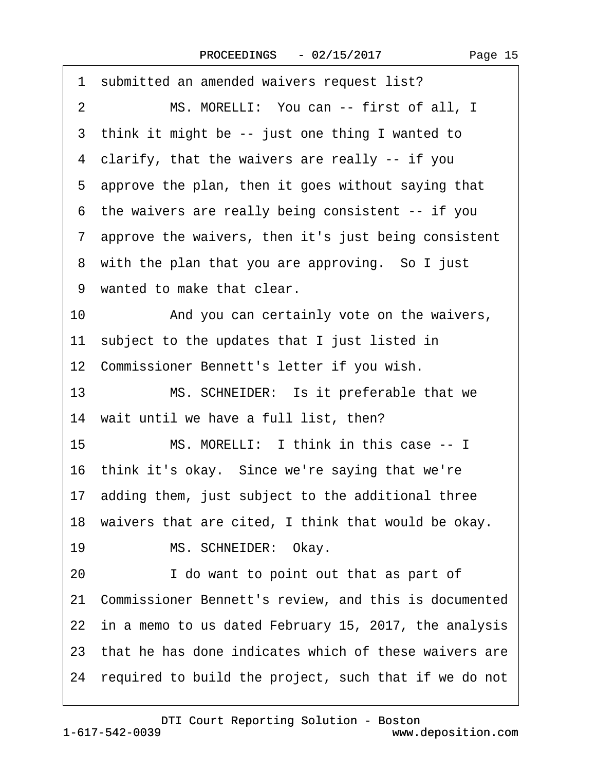1 submitted an amended waivers request list?

2 MS. MORELLI: You can -- first of all, I

3 think it might be -- just one thing I wanted to

4 clarify, that the waivers are really -- if you

5 approve the plan, then it goes without saying that

6 the waivers are really being consistent -- if you

7 approve the waivers, then it's just being consistent

8 with the plan that you are approving. So I just

9 wanted to make that clear.

10 And you can certainly vote on the waivers,

11 subject to the updates that I just listed in

12 Commissioner Bennett's letter if you wish.

13 MS. SCHNEIDER: Is it preferable that we

14 wait until we have a full list, then?

15 MS. MORELLI: I think in this case -- I

16 think it's okay. Since we're saying that we're

17 adding them, just subject to the additional three

18 waivers that are cited, I think that would be okay.

19 MS. SCHNEIDER: Okay.

20 I do want to point out that as part of

21 Commissioner Bennett's review, and this is documented

22 in a memo to us dated February 15, 2017, the analysis

23 that he has done indicates which of these waivers are

24 required to build the project, such that if we do not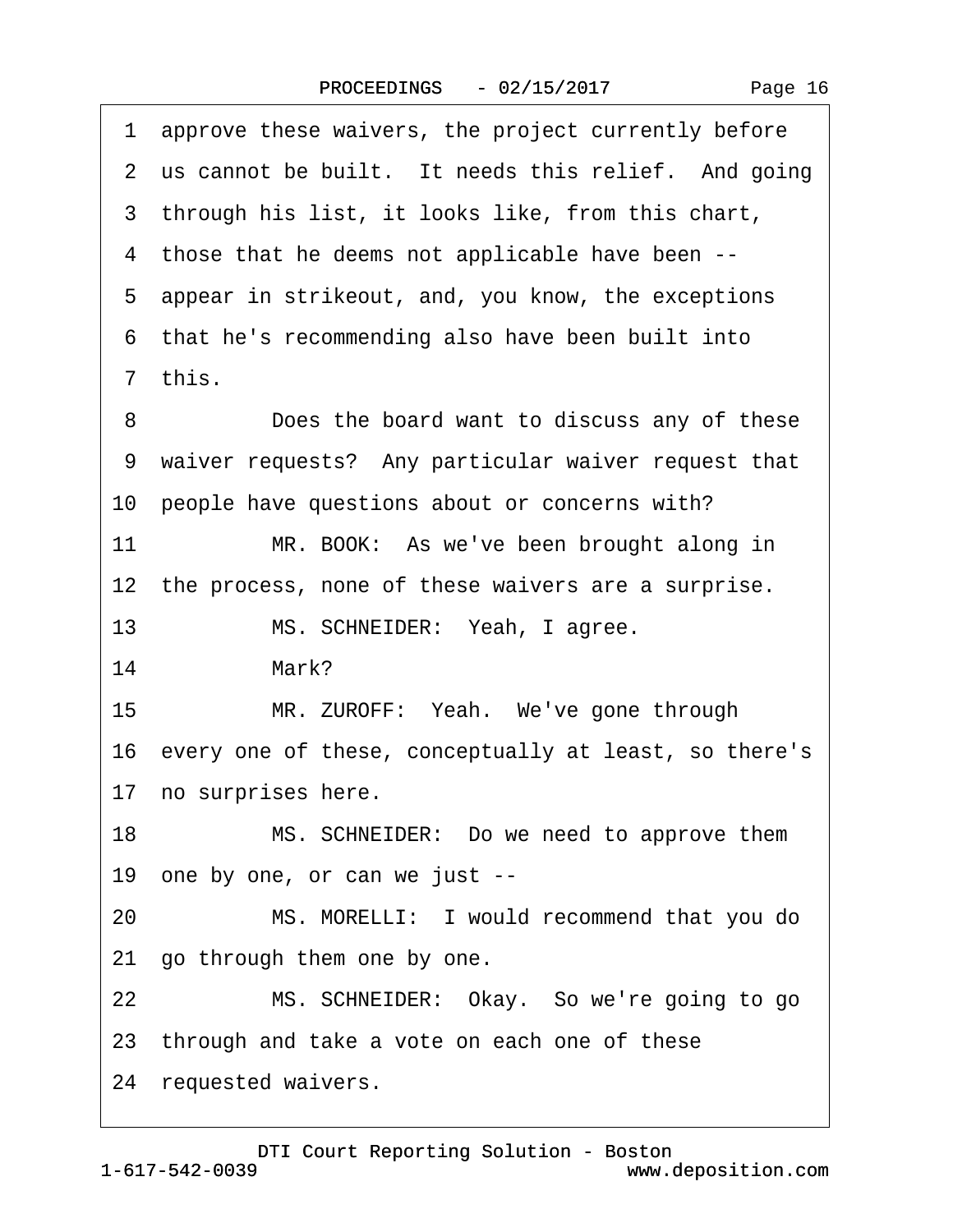1 approve these waivers, the project currently before
2 us cannot be built. It needs this relief. And going
3 through his list, it looks like, from this chart,
4 those that he deems not applicable have been --
5 appear in strikeout, and, you know, the exceptions
6 that he's recommending also have been built into
7 this.

8 Does the board want to discuss any of these
9 waiver requests? Any particular waiver request that
10 people have questions about or concerns with?

11 MR. BOOK: As we've been brought along in
12 the process, none of these waivers are a surprise.

13 MS. SCHNEIDER: Yeah, I agree.

14 Mark?

15 MR. ZUROFF: Yeah. We've gone through
16 every one of these, conceptually at least, so there's
17 no surprises here.

18 MS. SCHNEIDER: Do we need to approve them
19 one by one, or can we just --

20 MS. MORELLI: I would recommend that you do
21 go through them one by one.

22 MS. SCHNEIDER: Okay. So we're going to go
23 through and take a vote on each one of these
24 requested waivers.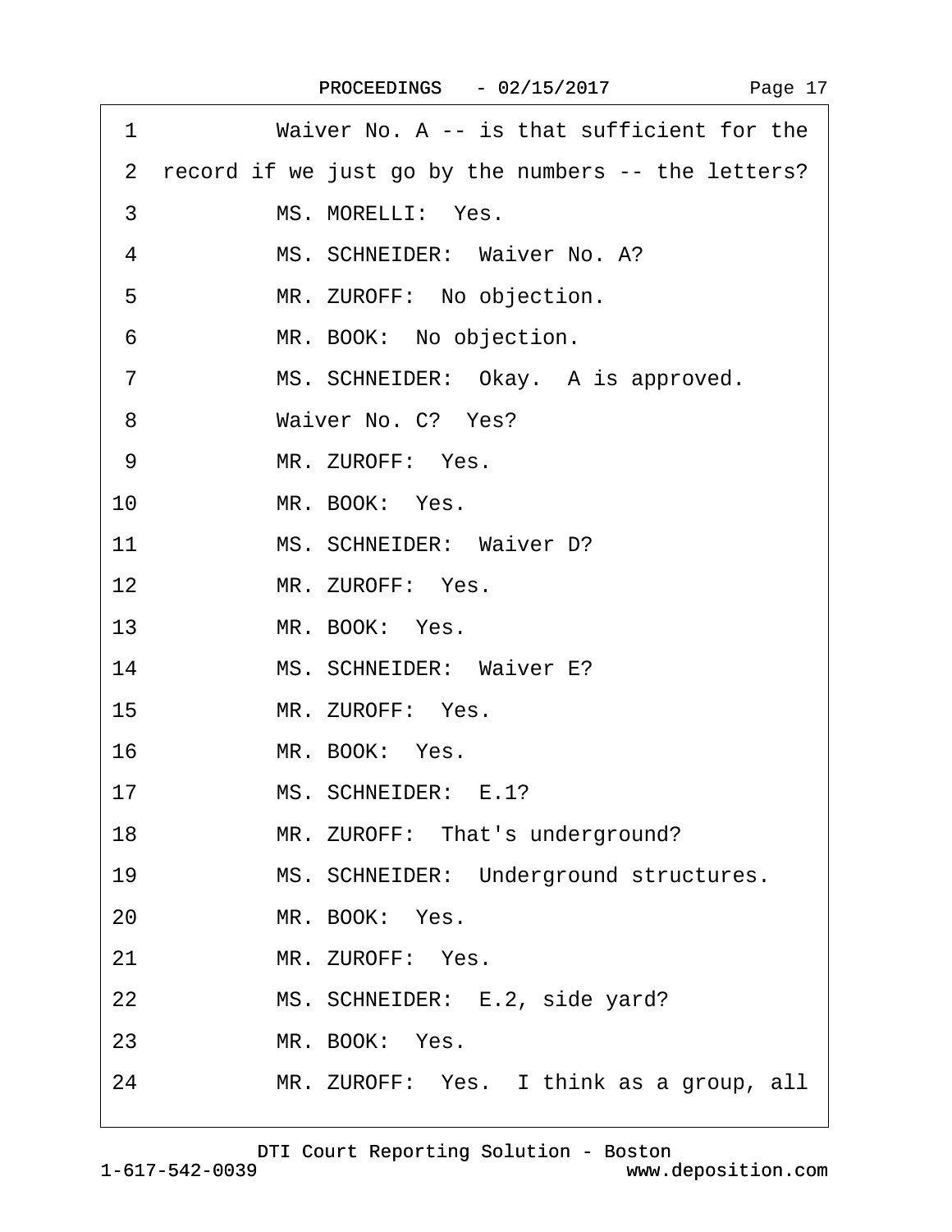1 Waiver No. A -- is that sufficient for the

2 record if we just go by the numbers -- the letters?

3 MS. MORELLI: Yes.

4 MS. SCHNEIDER: Waiver No. A?

5 MR. ZUROFF: No objection.

6 MR. BOOK: No objection.

7 MS. SCHNEIDER: Okay. A is approved.

8 Waiver No. C? Yes?

9 MR. ZUROFF: Yes.

10 MR. BOOK: Yes.

11 MS. SCHNEIDER: Waiver D?

12 MR. ZUROFF: Yes.

13 MR. BOOK: Yes.

14 MS. SCHNEIDER: Waiver E?

15 MR. ZUROFF: Yes.

16 MR. BOOK: Yes.

17 MS. SCHNEIDER: E.1?

18 MR. ZUROFF: That's underground?

19 MS. SCHNEIDER: Underground structures.

20 MR. BOOK: Yes.

21 MR. ZUROFF: Yes.

22 MS. SCHNEIDER: E.2, side yard?

23 MR. BOOK: Yes.

24 MR. ZUROFF: Yes. I think as a group, all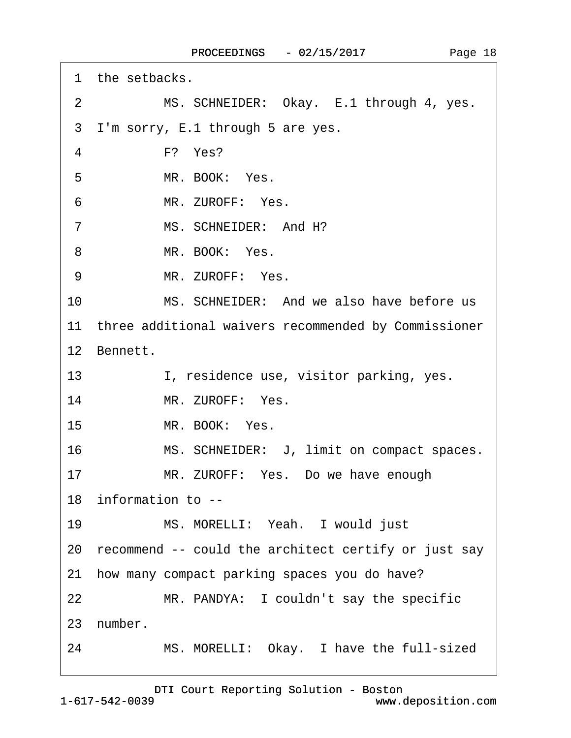1 the setbacks.

2 MS. SCHNEIDER: Okay. E.1 through 4, yes.

3 I'm sorry, E.1 through 5 are yes.

4 F? Yes?

5 MR. BOOK: Yes.

6 MR. ZUROFF: Yes.

7 MS. SCHNEIDER: And H?

8 MR. BOOK: Yes.

9 MR. ZUROFF: Yes.

10 MS. SCHNEIDER: And we also have before us

11 three additional waivers recommended by Commissioner

12 Bennett.

13 I, residence use, visitor parking, yes.

14 MR. ZUROFF: Yes.

15 MR. BOOK: Yes.

16 MS. SCHNEIDER: J, limit on compact spaces.

17 MR. ZUROFF: Yes. Do we have enough

18 information to --

19 MS. MORELLI: Yeah. I would just

20 recommend -- could the architect certify or just say

21 how many compact parking spaces you do have?

22 MR. PANDYA: I couldn't say the specific

23 number.

24 MS. MORELLI: Okay. I have the full-sized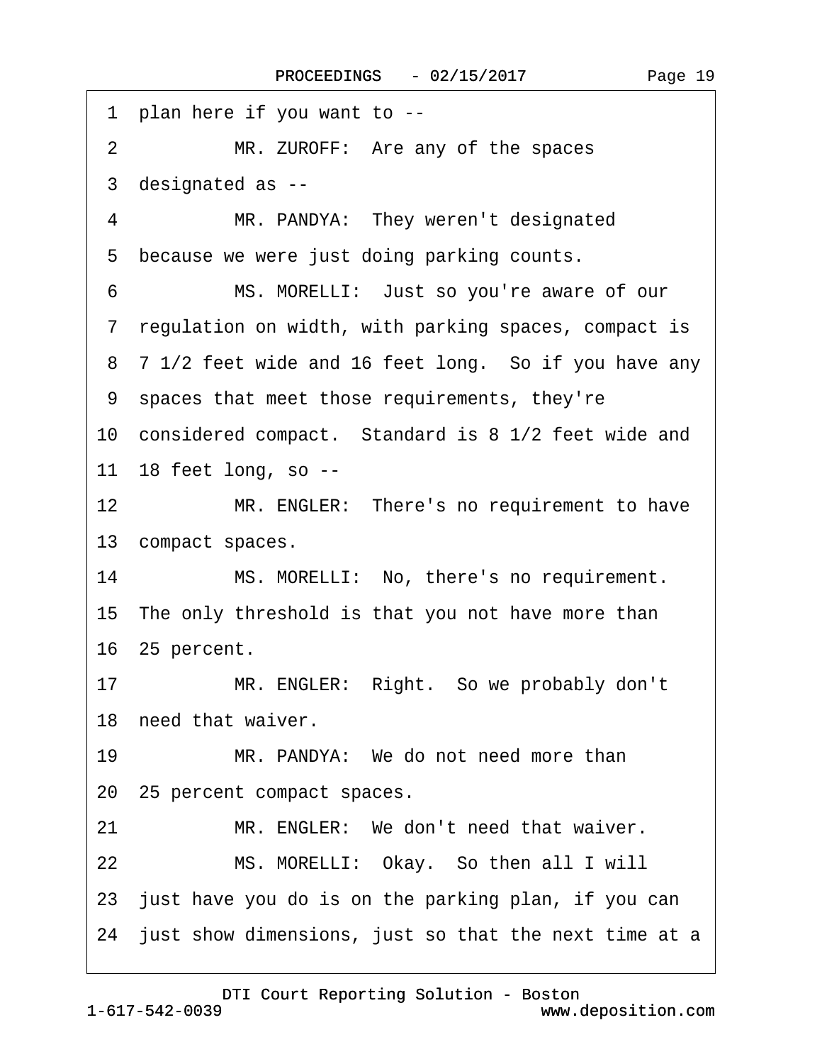1 plan here if you want to --

2 MR. ZUROFF: Are any of the spaces

3 designated as --

4 MR. PANDYA: They weren't designated

5 because we were just doing parking counts.

6 MS. MORELLI: Just so you're aware of our

7 regulation on width, with parking spaces, compact is

8 7 1/2 feet wide and 16 feet long. So if you have any

9 spaces that meet those requirements, they're

10 considered compact. Standard is 8 1/2 feet wide and

11 18 feet long, so --

12 MR. ENGLER: There's no requirement to have

13 compact spaces.

14 MS. MORELLI: No, there's no requirement.

15 The only threshold is that you not have more than

16 25 percent.

17 MR. ENGLER: Right. So we probably don't

18 need that waiver.

19 MR. PANDYA: We do not need more than

20 25 percent compact spaces.

21 MR. ENGLER: We don't need that waiver.

22 MS. MORELLI: Okay. So then all I will

23 just have you do is on the parking plan, if you can

24 just show dimensions, just so that the next time at a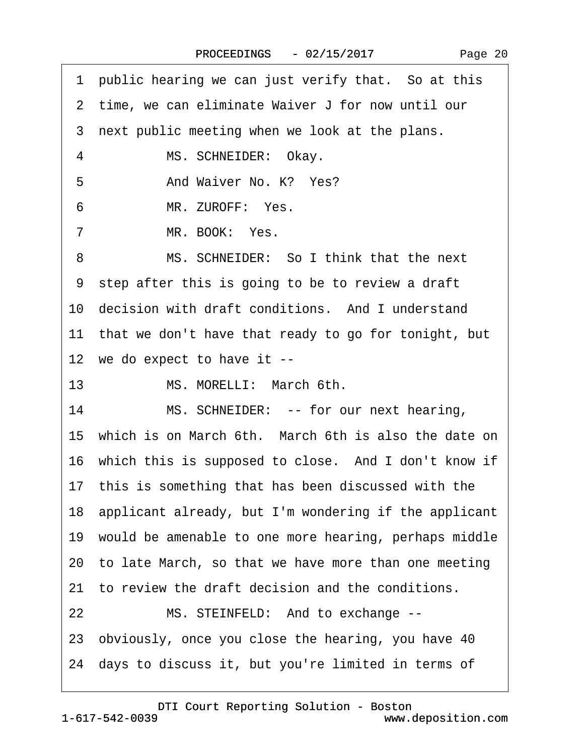1 public hearing we can just verify that. So at this

2 time, we can eliminate Waiver J for now until our

3 next public meeting when we look at the plans.

4 MS. SCHNEIDER: Okay.

5 And Waiver No. K? Yes?

6 MR. ZUROFF: Yes.

7 MR. BOOK: Yes.

8 MS. SCHNEIDER: So I think that the next

9 step after this is going to be to review a draft

10 decision with draft conditions. And I understand

11 that we don't have that ready to go for tonight, but

12 we do expect to have it --

13 MS. MORELLI: March 6th.

14 MS. SCHNEIDER: -- for our next hearing,

15 which is on March 6th. March 6th is also the date on

16 which this is supposed to close. And I don't know if

17 this is something that has been discussed with the

18 applicant already, but I'm wondering if the applicant

19 would be amenable to one more hearing, perhaps middle

20 to late March, so that we have more than one meeting

21 to review the draft decision and the conditions.

22 MS. STEINFELD: And to exchange --

23 obviously, once you close the hearing, you have 40

24 days to discuss it, but you're limited in terms of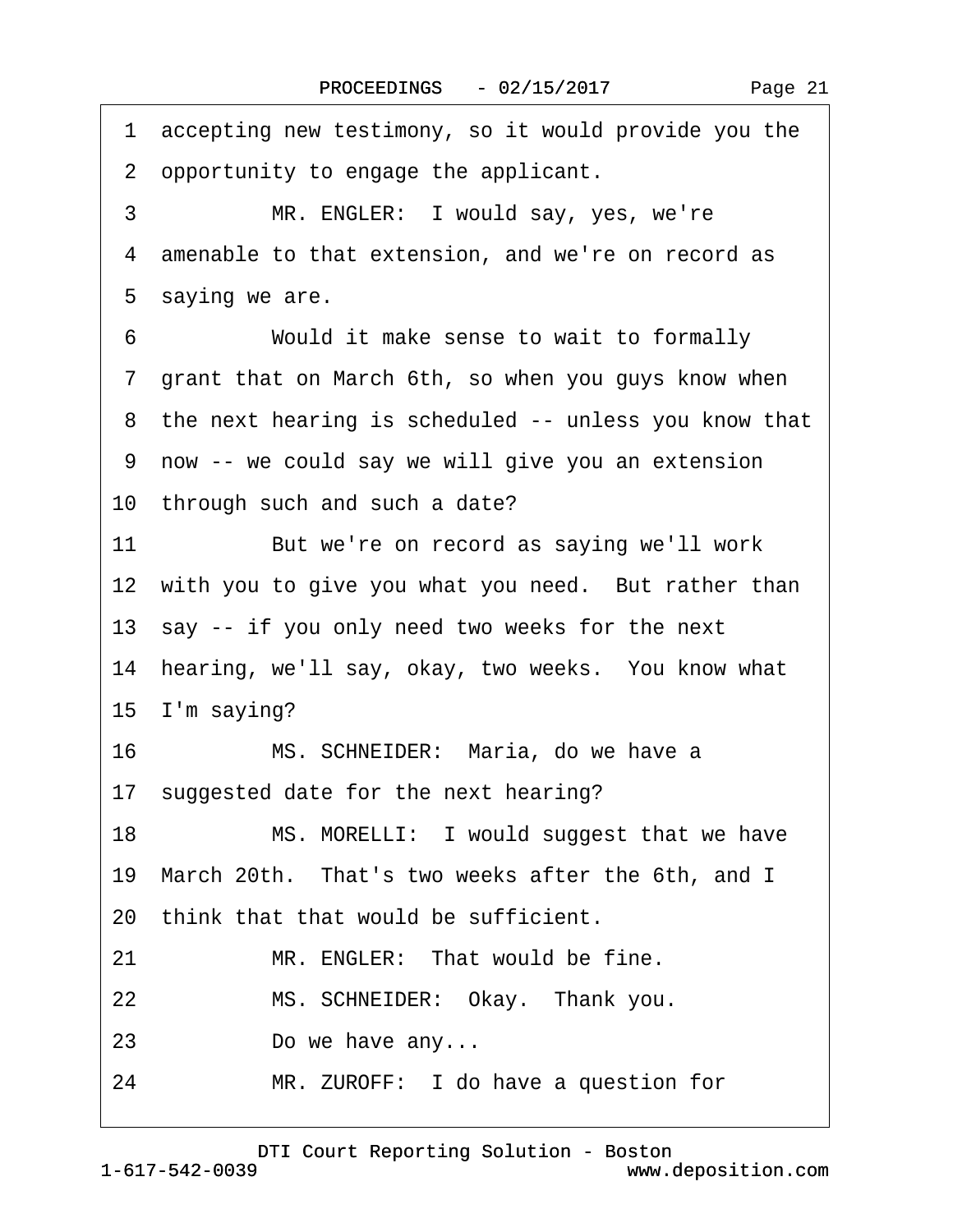1 accepting new testimony, so it would provide you the
2 opportunity to engage the applicant.
3 MR. ENGLER: I would say, yes, we're
4 amenable to that extension, and we're on record as
5 saying we are.
6 Would it make sense to wait to formally
7 grant that on March 6th, so when you guys know when
8 the next hearing is scheduled -- unless you know that
9 now -- we could say we will give you an extension
10 through such and such a date?
11 But we're on record as saying we'll work
12 with you to give you what you need. But rather than
13 say -- if you only need two weeks for the next
14 hearing, we'll say, okay, two weeks. You know what
15 I'm saying?
16 MS. SCHNEIDER: Maria, do we have a
17 suggested date for the next hearing?
18 MS. MORELLI: I would suggest that we have
19 March 20th. That's two weeks after the 6th, and I
20 think that that would be sufficient.
21 MR. ENGLER: That would be fine.
22 MS. SCHNEIDER: Okay. Thank you.
23 Do we have any...
24 MR. ZUROFF: I do have a question for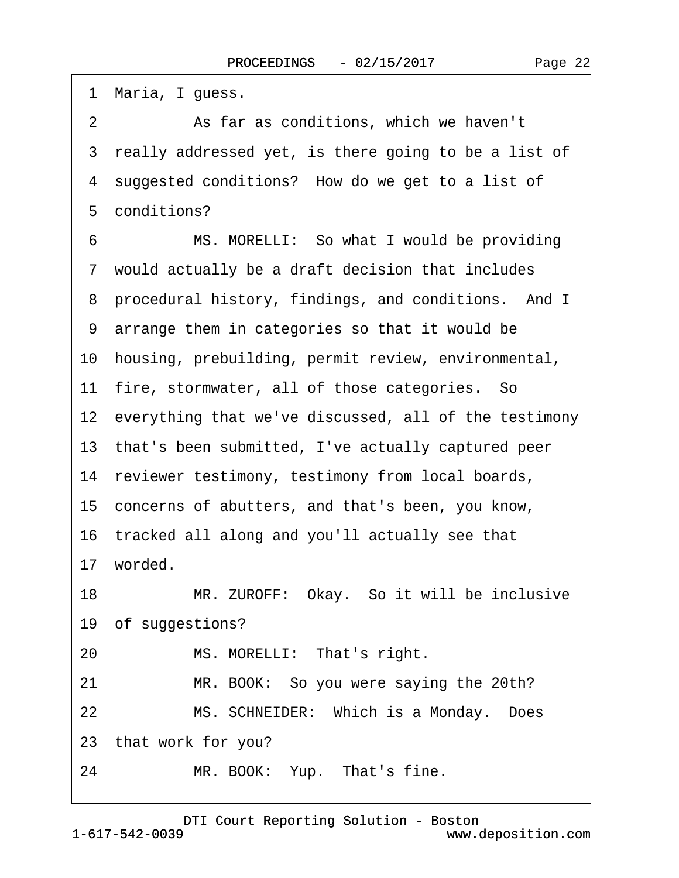1 Maria, I guess.

2 As far as conditions, which we haven't

3 really addressed yet, is there going to be a list of

4 suggested conditions? How do we get to a list of

5 conditions?

6 MS. MORELLI: So what I would be providing

7 would actually be a draft decision that includes

8 procedural history, findings, and conditions. And I

9 arrange them in categories so that it would be

10 housing, prebuilding, permit review, environmental,

11 fire, stormwater, all of those categories. So

12 everything that we've discussed, all of the testimony

13 that's been submitted, I've actually captured peer

14 reviewer testimony, testimony from local boards,

15 concerns of abutters, and that's been, you know,

16 tracked all along and you'll actually see that

17 worded.

18 MR. ZUROFF: Okay. So it will be inclusive

19 of suggestions?

20 MS. MORELLI: That's right.

21 MR. BOOK: So you were saying the 20th?

22 MS. SCHNEIDER: Which is a Monday. Does

23 that work for you?

24 MR. BOOK: Yup. That's fine.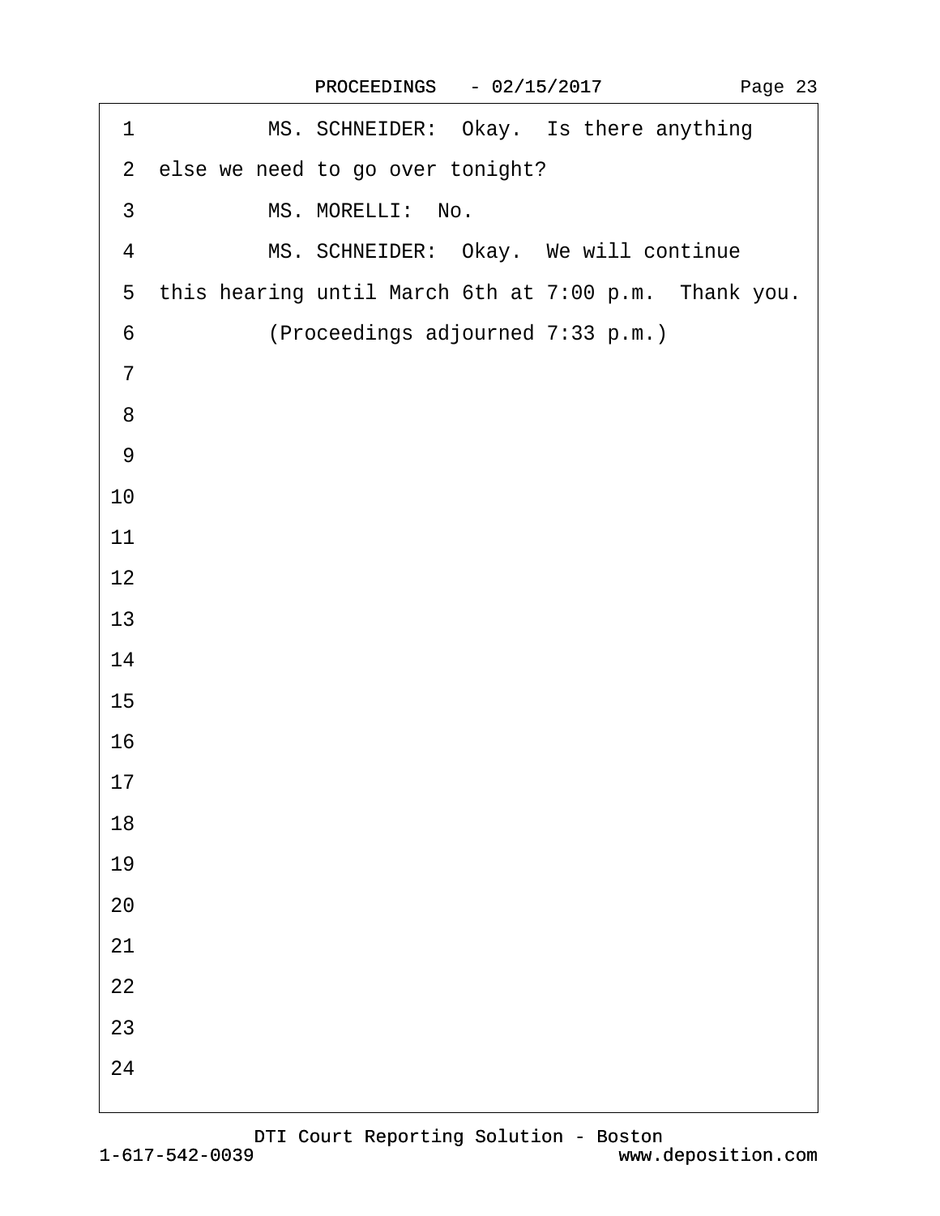1 MS. SCHNEIDER: Okay. Is there anything
2 else we need to go over tonight?
3 MS. MORELLI: No.
4 MS. SCHNEIDER: Okay. We will continue
5 this hearing until March 6th at 7:00 p.m. Thank you.
6 (Proceedings adjourned 7:33 p.m.)
7
8
9
10
11
12
13
14
15
16
17
18
19
20
21
22
23
24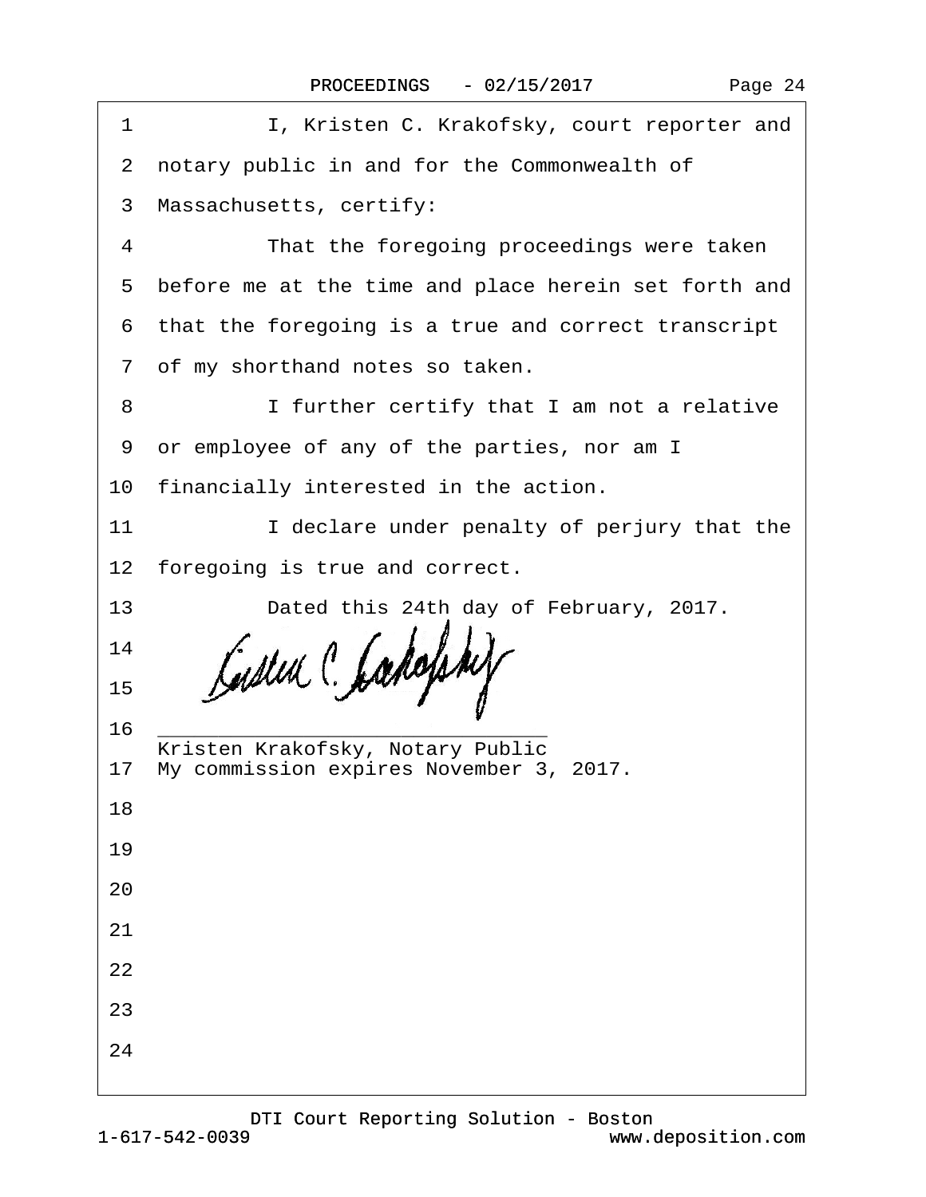1 I, Kristen C. Krakofsky, court reporter and

2 notary public in and for the Commonwealth of

3 Massachusetts, certify:

4 That the foregoing proceedings were taken

5 before me at the time and place herein set forth and

6 that the foregoing is a true and correct transcript

7 of my shorthand notes so taken.

8 I further certify that I am not a relative

9 or employee of any of the parties, nor am I

10 financially interested in the action.

11 I declare under penalty of perjury that the

12 foregoing is true and correct.

13 Dated this 24th day of February, 2017.

14

15

16 ________________________________
Kristen Krakofsky, Notary Public

17 My commission expires November 3, 2017.

18

19

20

21

22

23

24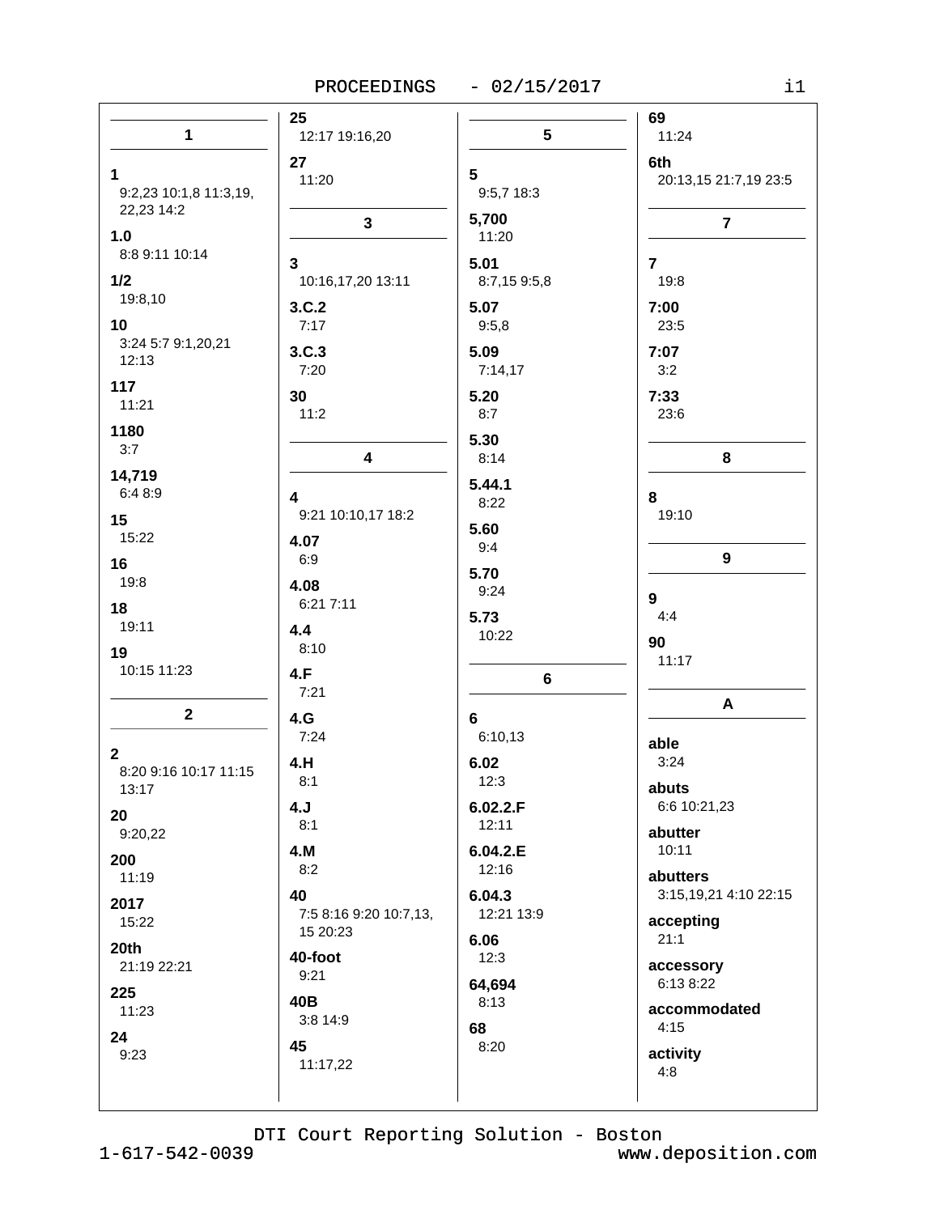## 1

**1**
9:2,23 10:1,8 11:3,19, 22,23 14:2

**1.0**
8:8 9:11 10:14

**1/2**
19:8,10

**10**
3:24 5:7 9:1,20,21 12:13

**117**
11:21

**1180**
3:7

**14,719**
6:4 8:9

**15**
15:22

**16**
19:8

**18**
19:11

**19**
10:15 11:23

## 2

**2**
8:20 9:16 10:17 11:15 13:17

**20**
9:20,22

**200**
11:19

**2017**
15:22

**20th**
21:19 22:21

**225**
11:23

**24**
9:23

**25**
12:17 19:16,20

**27**
11:20

## 3

**3**
10:16,17,20 13:11

**3.C.2**
7:17

**3.C.3**
7:20

**30**
11:2

## 4

**4**
9:21 10:10,17 18:2

**4.07**
6:9

**4.08**
6:21 7:11

**4.4**
8:10

**4.F**
7:21

**4.G**
7:24

**4.H**
8:1

**4.J**
8:1

**4.M**
8:2

**40**
7:5 8:16 9:20 10:7,13, 15 20:23

**40-foot**
9:21

**40B**
3:8 14:9

**45**
11:17,22

## 5

**5**
9:5,7 18:3

**5,700**
11:20

**5.01**
8:7,15 9:5,8

**5.07**
9:5,8

**5.09**
7:14,17

**5.20**
8:7

**5.30**
8:14

**5.44.1**
8:22

**5.60**
9:4

**5.70**
9:24

**5.73**
10:22

## 6

**6**
6:10,13

**6.02**
12:3

**6.02.2.F**
12:11

**6.04.2.E**
12:16

**6.04.3**
12:21 13:9

**6.06**
12:3

**64,694**
8:13

**68**
8:20

**69**
11:24

**6th**
20:13,15 21:7,19 23:5

## 7

**7**
19:8

**7:00**
23:5

**7:07**
3:2

**7:33**
23:6

## 8

**8**
19:10

## 9

**9**
4:4

**90**
11:17

## A

**able**
3:24

**abuts**
6:6 10:21,23

**abutter**
10:11

**abutters**
3:15,19,21 4:10 22:15

**accepting**
21:1

**accessory**
6:13 8:22

**accommodated**
4:15

**activity**
4:8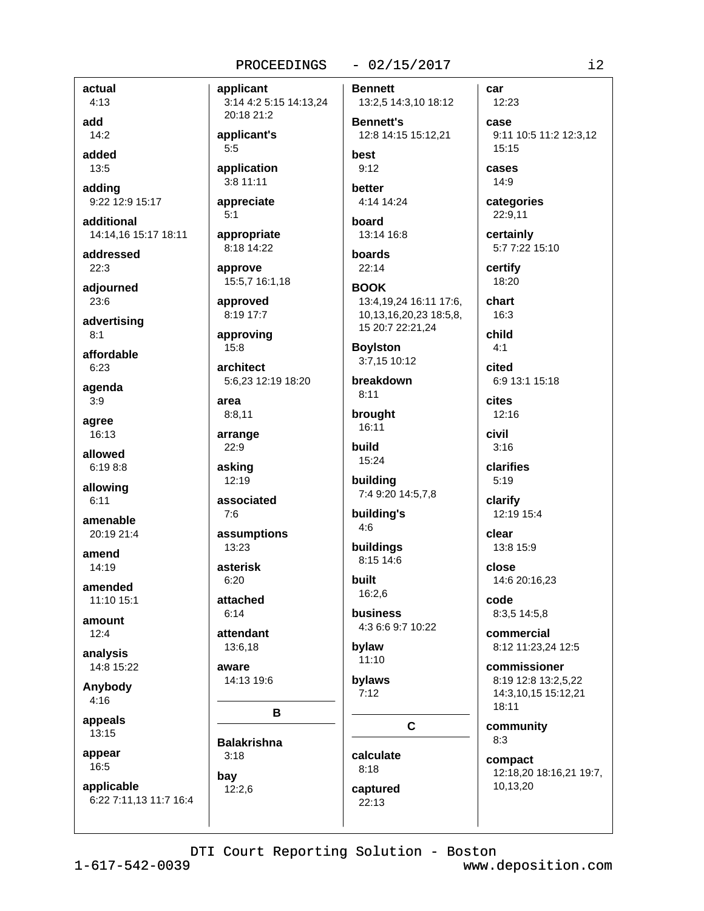**actual**
4:13

**add**
14:2

**added**
13:5

**adding**
9:22 12:9 15:17

**additional**
14:14,16 15:17 18:11

**addressed**
22:3

**adjourned**
23:6

**advertising**
8:1

**affordable**
6:23

**agenda**
3:9

**agree**
16:13

**allowed**
6:19 8:8

**allowing**
6:11

**amenable**
20:19 21:4

**amend**
14:19

**amended**
11:10 15:1

**amount**
12:4

**analysis**
14:8 15:22

**Anybody**
4:16

**appeals**
13:15

**appear**
16:5

**applicable**
6:22 7:11,13 11:7 16:4

**applicant**
3:14 4:2 5:15 14:13,24 20:18 21:2

**applicant's**
5:5

**application**
3:8 11:11

**appreciate**
5:1

**appropriate**
8:18 14:22

**approve**
15:5,7 16:1,18

**approved**
8:19 17:7

**approving**
15:8

**architect**
5:6,23 12:19 18:20

**area**
8:8,11

**arrange**
22:9

**asking**
12:19

**associated**
7:6

**assumptions**
13:23

**asterisk**
6:20

**attached**
6:14

**attendant**
13:6,18

**aware**
14:13 19:6

## B

**Balakrishna**
3:18

**bay**
12:2,6

**Bennett**
13:2,5 14:3,10 18:12

**Bennett's**
12:8 14:15 15:12,21

**best**
9:12

**better**
4:14 14:24

**board**
13:14 16:8

**boards**
22:14

**BOOK**
13:4,19,24 16:11 17:6, 10,13,16,20,23 18:5,8, 15 20:7 22:21,24

**Boylston**
3:7,15 10:12

**breakdown**
8:11

**brought**
16:11

**build**
15:24

**building**
7:4 9:20 14:5,7,8

**building's**
4:6

**buildings**
8:15 14:6

**built**
16:2,6

**business**
4:3 6:6 9:7 10:22

**bylaw**
11:10

**bylaws**
7:12

## C

**calculate**
8:18

**captured**
22:13

**car**
12:23

**case**
9:11 10:5 11:2 12:3,12 15:15

**cases**
14:9

**categories**
22:9,11

**certainly**
5:7 7:22 15:10

**certify**
18:20

**chart**
16:3

**child**
4:1

**cited**
6:9 13:1 15:18

**cites**
12:16

**civil**
3:16

**clarifies**
5:19

**clarify**
12:19 15:4

**clear**
13:8 15:9

**close**
14:6 20:16,23

**code**
8:3,5 14:5,8

**commercial**
8:12 11:23,24 12:5

**commissioner**
8:19 12:8 13:2,5,22 14:3,10,15 15:12,21 18:11

**community**
8:3

**compact**
12:18,20 18:16,21 19:7, 10,13,20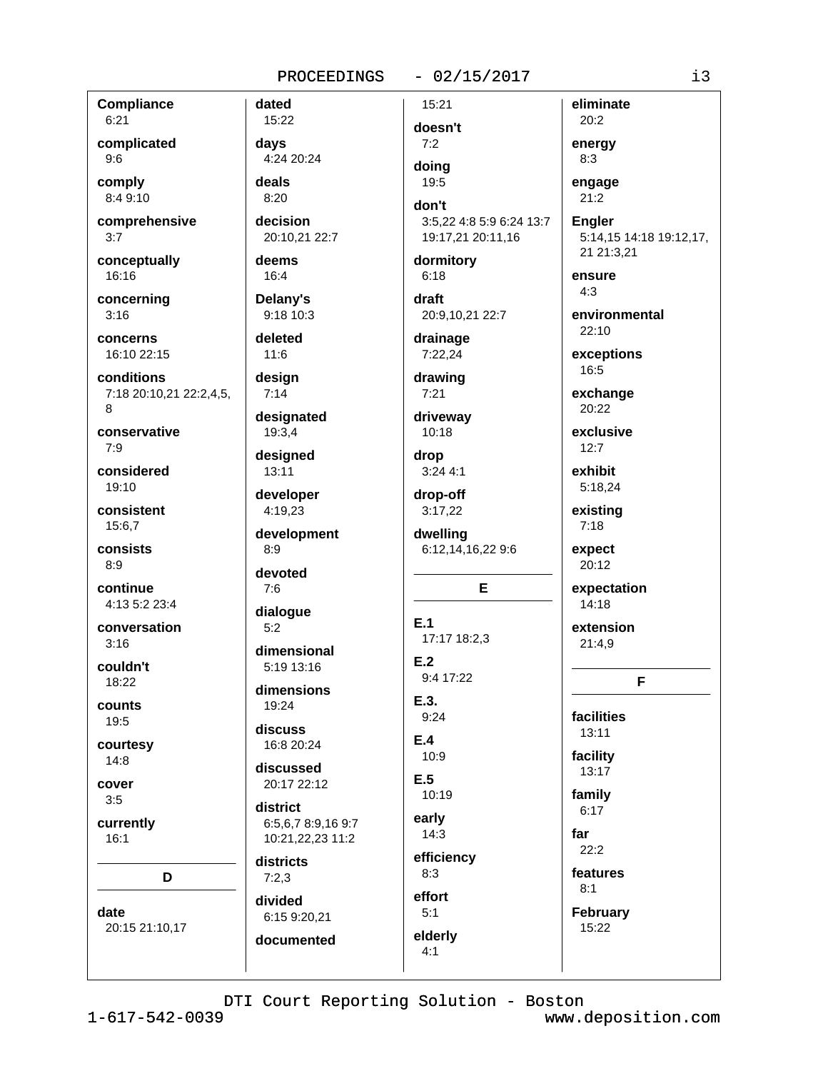**Compliance**
6:21

**complicated**
9:6

**comply**
8:4 9:10

**comprehensive**
3:7

**conceptually**
16:16

**concerning**
3:16

**concerns**
16:10 22:15

**conditions**
7:18 20:10,21 22:2,4,5, 8

**conservative**
7:9

**considered**
19:10

**consistent**
15:6,7

**consists**
8:9

**continue**
4:13 5:2 23:4

**conversation**
3:16

**couldn't**
18:22

**counts**
19:5

**courtesy**
14:8

**cover**
3:5

**currently**
16:1

## D

**date**
20:15 21:10,17

**dated**
15:22

**days**
4:24 20:24

**deals**
8:20

**decision**
20:10,21 22:7

**deems**
16:4

**Delany's**
9:18 10:3

**deleted**
11:6

**design**
7:14

**designated**
19:3,4

**designed**
13:11

**developer**
4:19,23

**development**
8:9

**devoted**
7:6

**dialogue**
5:2

**dimensional**
5:19 13:16

**dimensions**
19:24

**discuss**
16:8 20:24

**discussed**
20:17 22:12

**district**
6:5,6,7 8:9,16 9:7 10:21,22,23 11:2

**districts**
7:2,3

**divided**
6:15 9:20,21

**documented**
15:21

**doesn't**
7:2

**doing**
19:5

**don't**
3:5,22 4:8 5:9 6:24 13:7 19:17,21 20:11,16

**dormitory**
6:18

**draft**
20:9,10,21 22:7

**drainage**
7:22,24

**drawing**
7:21

**driveway**
10:18

**drop**
3:24 4:1

**drop-off**
3:17,22

**dwelling**
6:12,14,16,22 9:6

## E

**E.1**
17:17 18:2,3

**E.2**
9:4 17:22

**E.3.**
9:24

**E.4**
10:9

**E.5**
10:19

**early**
14:3

**efficiency**
8:3

**effort**
5:1

**elderly**
4:1

**eliminate**
20:2

**energy**
8:3

**engage**
21:2

**Engler**
5:14,15 14:18 19:12,17, 21 21:3,21

**ensure**
4:3

**environmental**
22:10

**exceptions**
16:5

**exchange**
20:22

**exclusive**
12:7

**exhibit**
5:18,24

**existing**
7:18

**expect**
20:12

**expectation**
14:18

**extension**
21:4,9

## F

**facilities**
13:11

**facility**
13:17

**family**
6:17

**far**
22:2

**features**
8:1

**February**
15:22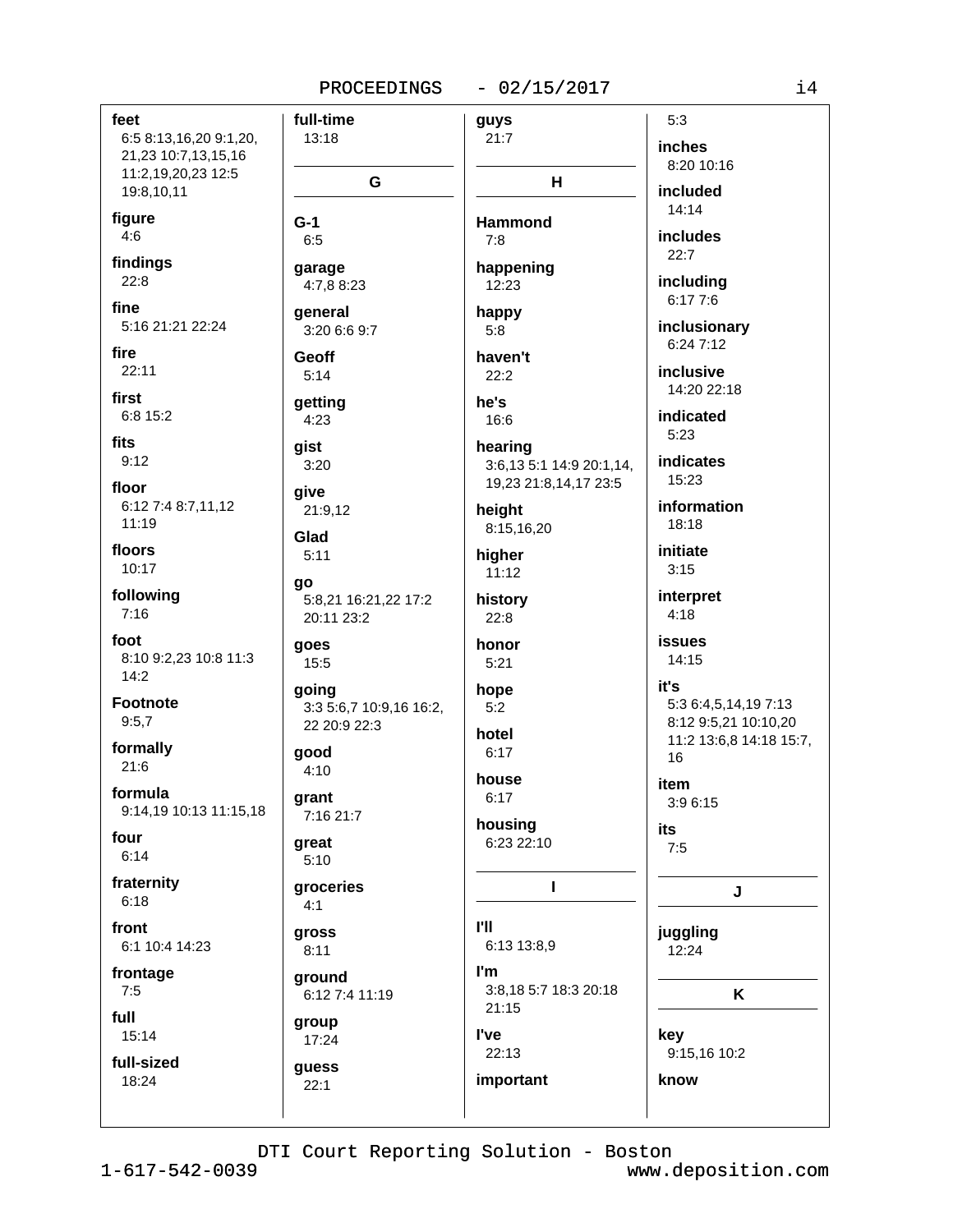**feet**
6:5 8:13,16,20 9:1,20, 21,23 10:7,13,15,16 11:2,19,20,23 12:5 19:8,10,11

**figure**
4:6

**findings**
22:8

**fine**
5:16 21:21 22:24

**fire**
22:11

**first**
6:8 15:2

**fits**
9:12

**floor**
6:12 7:4 8:7,11,12 11:19

**floors**
10:17

**following**
7:16

**foot**
8:10 9:2,23 10:8 11:3 14:2

**Footnote**
9:5,7

**formally**
21:6

**formula**
9:14,19 10:13 11:15,18

**four**
6:14

**fraternity**
6:18

**front**
6:1 10:4 14:23

**frontage**
7:5

**full**
15:14

**full-sized**
18:24

**full-time**
13:18

## G

**G-1**
6:5

**garage**
4:7,8 8:23

**general**
3:20 6:6 9:7

**Geoff**
5:14

**getting**
4:23

**gist**
3:20

**give**
21:9,12

**Glad**
5:11

**go**
5:8,21 16:21,22 17:2 20:11 23:2

**goes**
15:5

**going**
3:3 5:6,7 10:9,16 16:2, 22 20:9 22:3

**good**
4:10

**grant**
7:16 21:7

**great**
5:10

**groceries**
4:1

**gross**
8:11

**ground**
6:12 7:4 11:19

**group**
17:24

**guess**
22:1

**guys**
21:7

## H

**Hammond**
7:8

**happening**
12:23

**happy**
5:8

**haven't**
22:2

**he's**
16:6

**hearing**
3:6,13 5:1 14:9 20:1,14, 19,23 21:8,14,17 23:5

**height**
8:15,16,20

**higher**
11:12

**history**
22:8

**honor**
5:21

**hope**
5:2

**hotel**
6:17

**house**
6:17

**housing**
6:23 22:10

## I

**I'll**
6:13 13:8,9

**I'm**
3:8,18 5:7 18:3 20:18 21:15

**I've**
22:13

**important**
5:3

**inches**
8:20 10:16

**included**
14:14

**includes**
22:7

**including**
6:17 7:6

**inclusionary**
6:24 7:12

**inclusive**
14:20 22:18

**indicated**
5:23

**indicates**
15:23

**information**
18:18

**initiate**
3:15

**interpret**
4:18

**issues**
14:15

**it's**
5:3 6:4,5,14,19 7:13 8:12 9:5,21 10:10,20 11:2 13:6,8 14:18 15:7, 16

**item**
3:9 6:15

**its**
7:5

## J

**juggling**
12:24

## K

**key**
9:15,16 10:2

**know**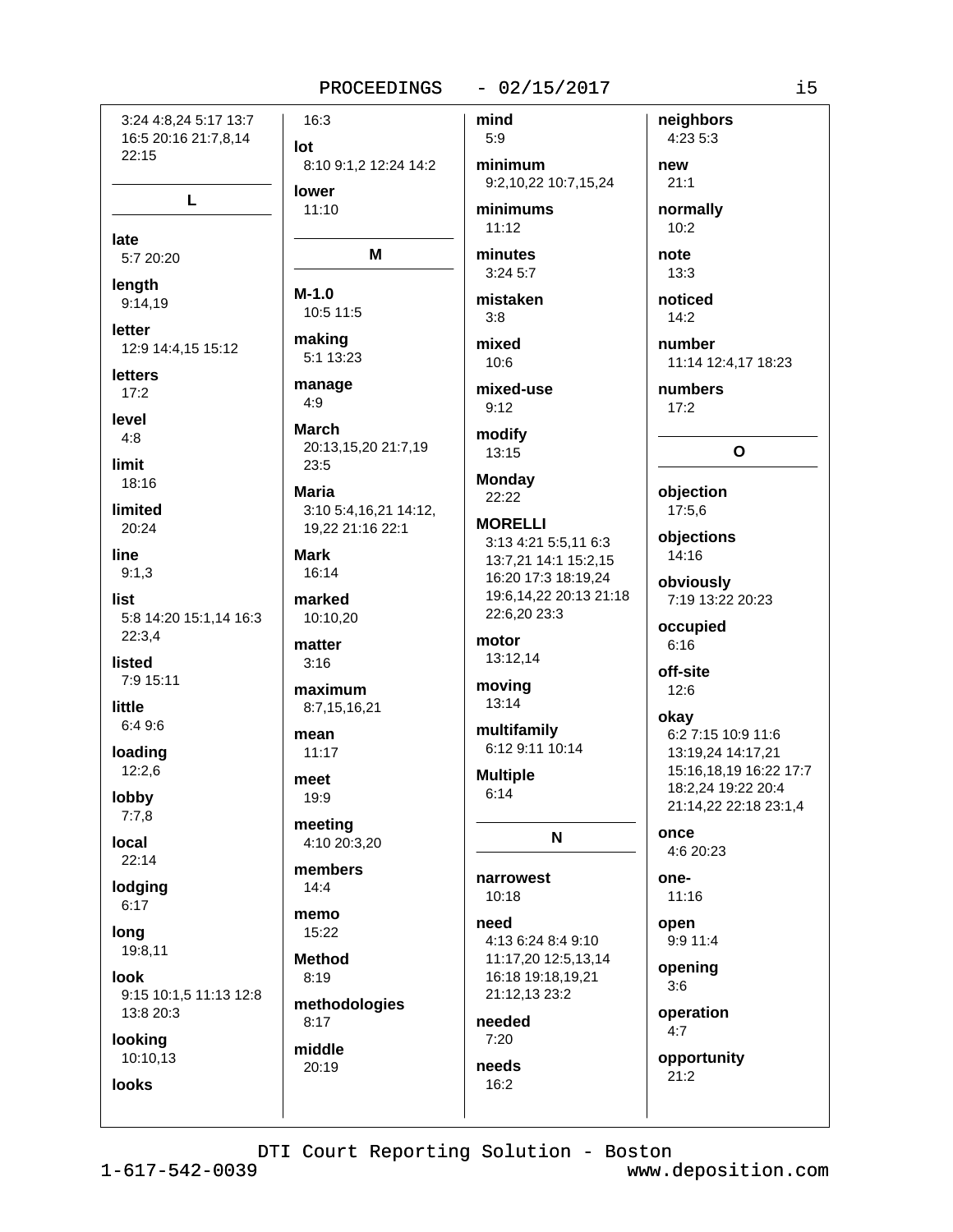3:24 4:8,24 5:17 13:7 16:5 20:16 21:7,8,14 22:15

## L

**late**
5:7 20:20

**length**
9:14,19

**letter**
12:9 14:4,15 15:12

**letters**
17:2

**level**
4:8

**limit**
18:16

**limited**
20:24

**line**
9:1,3

**list**
5:8 14:20 15:1,14 16:3 22:3,4

**listed**
7:9 15:11

**little**
6:4 9:6

**loading**
12:2,6

**lobby**
7:7,8

**local**
22:14

**lodging**
6:17

**long**
19:8,11

**look**
9:15 10:1,5 11:13 12:8 13:8 20:3

**looking**
10:10,13

**looks**
16:3

**lot**
8:10 9:1,2 12:24 14:2

**lower**
11:10

## M

**M-1.0**
10:5 11:5

**making**
5:1 13:23

**manage**
4:9

**March**
20:13,15,20 21:7,19 23:5

**Maria**
3:10 5:4,16,21 14:12, 19,22 21:16 22:1

**Mark**
16:14

**marked**
10:10,20

**matter**
3:16

**maximum**
8:7,15,16,21

**mean**
11:17

**meet**
19:9

**meeting**
4:10 20:3,20

**members**
14:4

**memo**
15:22

**Method**
8:19

**methodologies**
8:17

**middle**
20:19

**mind**
5:9

**minimum**
9:2,10,22 10:7,15,24

**minimums**
11:12

**minutes**
3:24 5:7

**mistaken**
3:8

**mixed**
10:6

**mixed-use**
9:12

**modify**
13:15

**Monday**
22:22

**MORELLI**
3:13 4:21 5:5,11 6:3 13:7,21 14:1 15:2,15 16:20 17:3 18:19,24 19:6,14,22 20:13 21:18 22:6,20 23:3

**motor**
13:12,14

**moving**
13:14

**multifamily**
6:12 9:11 10:14

**Multiple**
6:14

## N

**narrowest**
10:18

**need**
4:13 6:24 8:4 9:10 11:17,20 12:5,13,14 16:18 19:18,19,21 21:12,13 23:2

**needed**
7:20

**needs**
16:2

**neighbors**
4:23 5:3

**new**
21:1

**normally**
10:2

**note**
13:3

**noticed**
14:2

**number**
11:14 12:4,17 18:23

**numbers**
17:2

## O

**objection**
17:5,6

**objections**
14:16

**obviously**
7:19 13:22 20:23

**occupied**
6:16

**off-site**
12:6

**okay**
6:2 7:15 10:9 11:6 13:19,24 14:17,21 15:16,18,19 16:22 17:7 18:2,24 19:22 20:4 21:14,22 22:18 23:1,4

**once**
4:6 20:23

**one-**
11:16

**open**
9:9 11:4

**opening**
3:6

**operation**
4:7

**opportunity**
21:2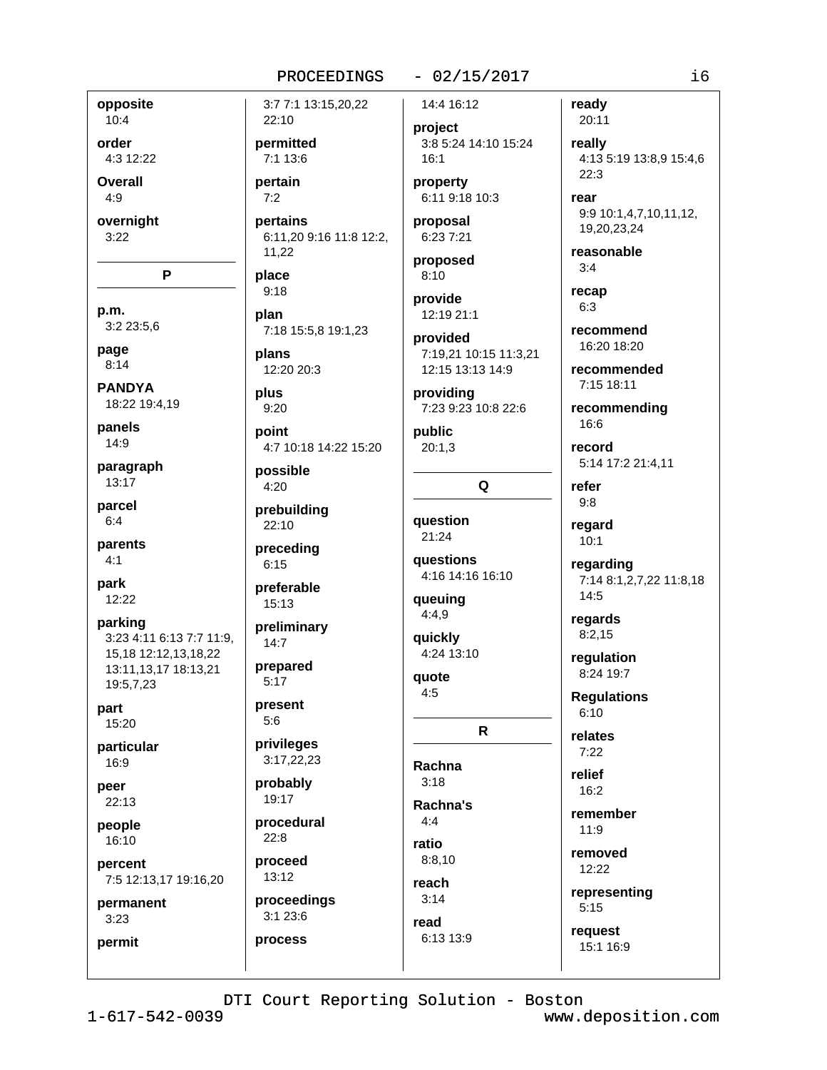**opposite**
10:4

**order**
4:3 12:22

**Overall**
4:9

**overnight**
3:22

## P

**p.m.**
3:2 23:5,6

**page**
8:14

**PANDYA**
18:22 19:4,19

**panels**
14:9

**paragraph**
13:17

**parcel**
6:4

**parents**
4:1

**park**
12:22

**parking**
3:23 4:11 6:13 7:7 11:9,15,18 12:12,13,18,22 13:11,13,17 18:13,21 19:5,7,23

**part**
15:20

**particular**
16:9

**peer**
22:13

**people**
16:10

**percent**
7:5 12:13,17 19:16,20

**permanent**
3:23

**permit**
3:7 7:1 13:15,20,22 22:10

**permitted**
7:1 13:6

**pertain**
7:2

**pertains**
6:11,20 9:16 11:8 12:2,11,22

**place**
9:18

**plan**
7:18 15:5,8 19:1,23

**plans**
12:20 20:3

**plus**
9:20

**point**
4:7 10:18 14:22 15:20

**possible**
4:20

**prebuilding**
22:10

**preceding**
6:15

**preferable**
15:13

**preliminary**
14:7

**prepared**
5:17

**present**
5:6

**privileges**
3:17,22,23

**probably**
19:17

**procedural**
22:8

**proceed**
13:12

**proceedings**
3:1 23:6

**process**
14:4 16:12

**project**
3:8 5:24 14:10 15:24 16:1

**property**
6:11 9:18 10:3

**proposal**
6:23 7:21

**proposed**
8:10

**provide**
12:19 21:1

**provided**
7:19,21 10:15 11:3,21 12:15 13:13 14:9

**providing**
7:23 9:23 10:8 22:6

**public**
20:1,3

## Q

**question**
21:24

**questions**
4:16 14:16 16:10

**queuing**
4:4,9

**quickly**
4:24 13:10

**quote**
4:5

## R

**Rachna**
3:18

**Rachna's**
4:4

**ratio**
8:8,10

**reach**
3:14

**read**
6:13 13:9

**ready**
20:11

**really**
4:13 5:19 13:8,9 15:4,6 22:3

**rear**
9:9 10:1,4,7,10,11,12,19,20,23,24

**reasonable**
3:4

**recap**
6:3

**recommend**
16:20 18:20

**recommended**
7:15 18:11

**recommending**
16:6

**record**
5:14 17:2 21:4,11

**refer**
9:8

**regard**
10:1

**regarding**
7:14 8:1,2,7,22 11:8,18 14:5

**regards**
8:2,15

**regulation**
8:24 19:7

**Regulations**
6:10

**relates**
7:22

**relief**
16:2

**remember**
11:9

**removed**
12:22

**representing**
5:15

**request**
15:1 16:9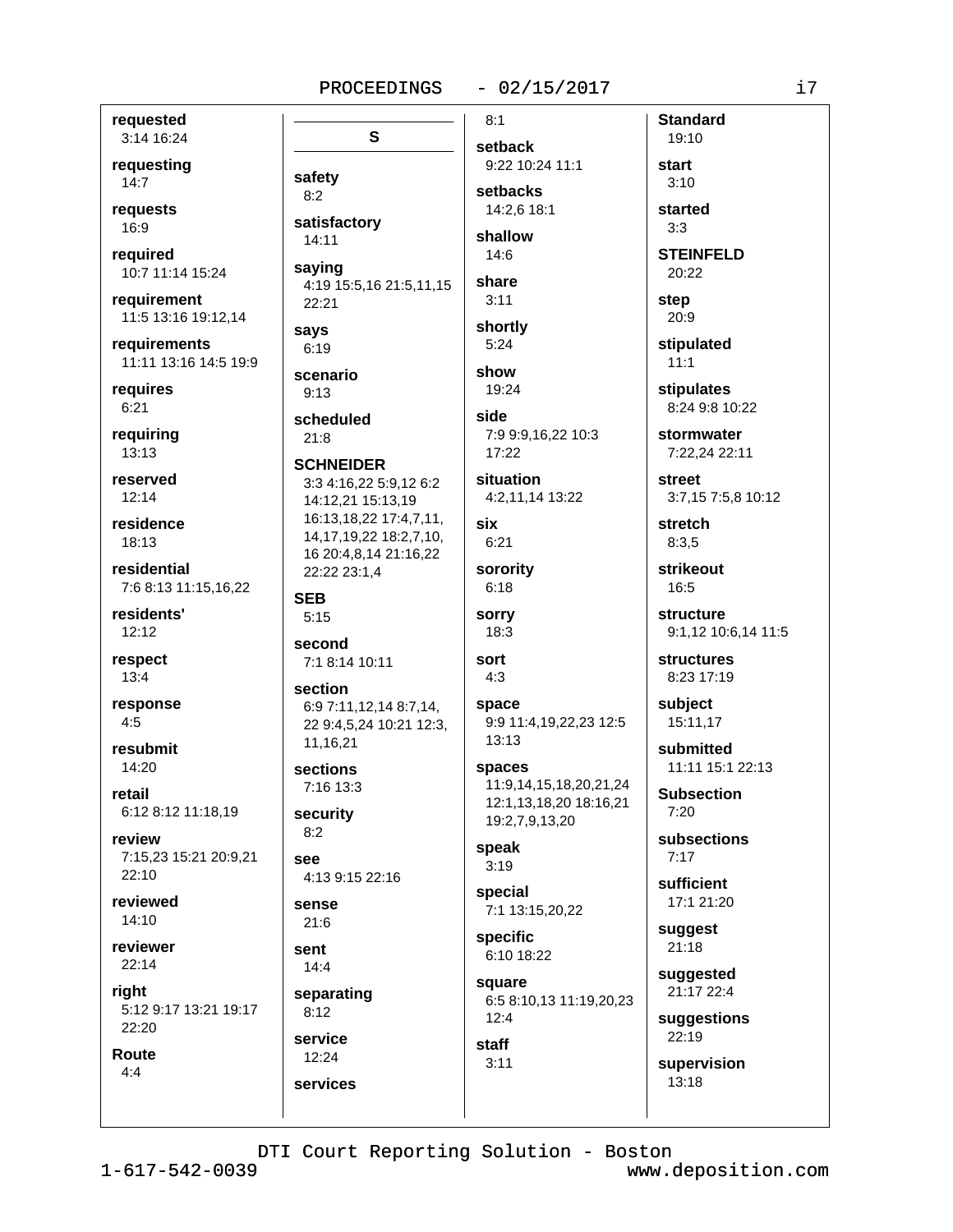**requested**
3:14 16:24

**requesting**
14:7

**requests**
16:9

**required**
10:7 11:14 15:24

**requirement**
11:5 13:16 19:12,14

**requirements**
11:11 13:16 14:5 19:9

**requires**
6:21

**requiring**
13:13

**reserved**
12:14

**residence**
18:13

**residential**
7:6 8:13 11:15,16,22

**residents'**
12:12

**respect**
13:4

**response**
4:5

**resubmit**
14:20

**retail**
6:12 8:12 11:18,19

**review**
7:15,23 15:21 20:9,21 22:10

**reviewed**
14:10

**reviewer**
22:14

**right**
5:12 9:17 13:21 19:17 22:20

**Route**
4:4

## S

**safety**
8:2

**satisfactory**
14:11

**saying**
4:19 15:5,16 21:5,11,15 22:21

**says**
6:19

**scenario**
9:13

**scheduled**
21:8

**SCHNEIDER**
3:3 4:16,22 5:9,12 6:2 14:12,21 15:13,19 16:13,18,22 17:4,7,11, 14,17,19,22 18:2,7,10, 16 20:4,8,14 21:16,22 22:22 23:1,4

**SEB**
5:15

**second**
7:1 8:14 10:11

**section**
6:9 7:11,12,14 8:7,14, 22 9:4,5,24 10:21 12:3, 11,16,21

**sections**
7:16 13:3

**security**
8:2

**see**
4:13 9:15 22:16

**sense**
21:6

**sent**
14:4

**separating**
8:12

**service**
12:24

**services**
8:1

**setback**
9:22 10:24 11:1

**setbacks**
14:2,6 18:1

**shallow**
14:6

**share**
3:11

**shortly**
5:24

**show**
19:24

**side**
7:9 9:9,16,22 10:3 17:22

**situation**
4:2,11,14 13:22

**six**
6:21

**sorority**
6:18

**sorry**
18:3

**sort**
4:3

**space**
9:9 11:4,19,22,23 12:5 13:13

**spaces**
11:9,14,15,18,20,21,24 12:1,13,18,20 18:16,21 19:2,7,9,13,20

**speak**
3:19

**special**
7:1 13:15,20,22

**specific**
6:10 18:22

**square**
6:5 8:10,13 11:19,20,23 12:4

**staff**
3:11

**Standard**
19:10

**start**
3:10

**started**
3:3

**STEINFELD**
20:22

**step**
20:9

**stipulated**
11:1

**stipulates**
8:24 9:8 10:22

**stormwater**
7:22,24 22:11

**street**
3:7,15 7:5,8 10:12

**stretch**
8:3,5

**strikeout**
16:5

**structure**
9:1,12 10:6,14 11:5

**structures**
8:23 17:19

**subject**
15:11,17

**submitted**
11:11 15:1 22:13

**Subsection**
7:20

**subsections**
7:17

**sufficient**
17:1 21:20

**suggest**
21:18

**suggested**
21:17 22:4

**suggestions**
22:19

**supervision**
13:18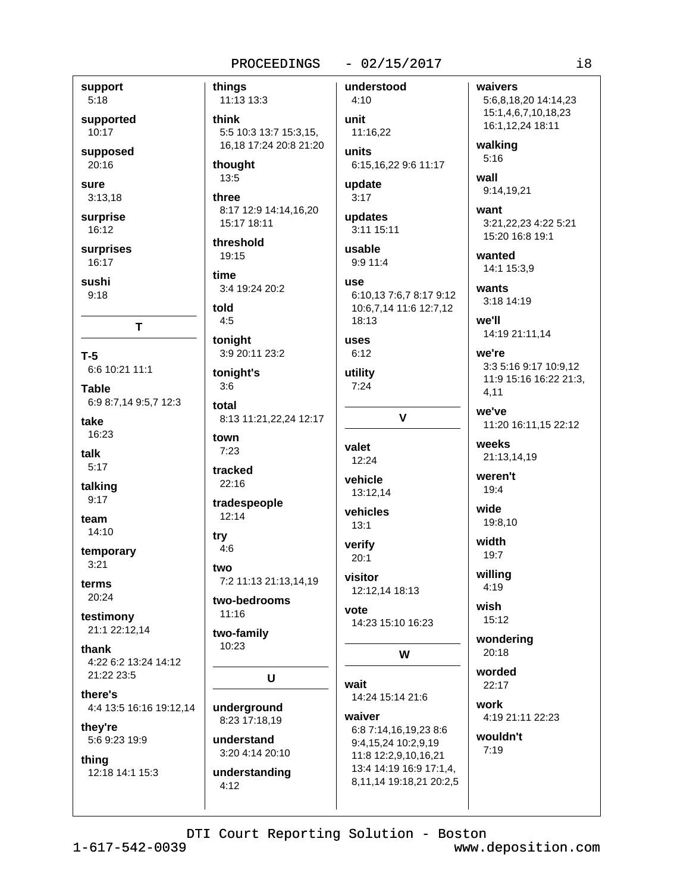**support**
5:18

**supported**
10:17

**supposed**
20:16

**sure**
3:13,18

**surprise**
16:12

**surprises**
16:17

**sushi**
9:18

## T

**T-5**
6:6 10:21 11:1

**Table**
6:9 8:7,14 9:5,7 12:3

**take**
16:23

**talk**
5:17

**talking**
9:17

**team**
14:10

**temporary**
3:21

**terms**
20:24

**testimony**
21:1 22:12,14

**thank**
4:22 6:2 13:24 14:12 21:22 23:5

**there's**
4:4 13:5 16:16 19:12,14

**they're**
5:6 9:23 19:9

**thing**
12:18 14:1 15:3

**things**
11:13 13:3

**think**
5:5 10:3 13:7 15:3,15, 16,18 17:24 20:8 21:20

**thought**
13:5

**three**
8:17 12:9 14:14,16,20 15:17 18:11

**threshold**
19:15

**time**
3:4 19:24 20:2

**told**
4:5

**tonight**
3:9 20:11 23:2

**tonight's**
3:6

**total**
8:13 11:21,22,24 12:17

**town**
7:23

**tracked**
22:16

**tradespeople**
12:14

**try**
4:6

**two**
7:2 11:13 21:13,14,19

**two-bedrooms**
11:16

**two-family**
10:23

## U

**underground**
8:23 17:18,19

**understand**
3:20 4:14 20:10

**understanding**
4:12

**understood**
4:10

**unit**
11:16,22

**units**
6:15,16,22 9:6 11:17

**update**
3:17

**updates**
3:11 15:11

**usable**
9:9 11:4

**use**
6:10,13 7:6,7 8:17 9:12 10:6,7,14 11:6 12:7,12 18:13

**uses**
6:12

**utility**
7:24

## V

**valet**
12:24

**vehicle**
13:12,14

**vehicles**
13:1

**verify**
20:1

**visitor**
12:12,14 18:13

**vote**
14:23 15:10 16:23

## W

**wait**
14:24 15:14 21:6

**waiver**
6:8 7:14,16,19,23 8:6 9:4,15,24 10:2,9,19 11:8 12:2,9,10,16,21 13:4 14:19 16:9 17:1,4, 8,11,14 19:18,21 20:2,5

**waivers**
5:6,8,18,20 14:14,23 15:1,4,6,7,10,18,23 16:1,12,24 18:11

**walking**
5:16

**wall**
9:14,19,21

**want**
3:21,22,23 4:22 5:21 15:20 16:8 19:1

**wanted**
14:1 15:3,9

**wants**
3:18 14:19

**we'll**
14:19 21:11,14

**we're**
3:3 5:16 9:17 10:9,12 11:9 15:16 16:22 21:3, 4,11

**we've**
11:20 16:11,15 22:12

**weeks**
21:13,14,19

**weren't**
19:4

**wide**
19:8,10

**width**
19:7

**willing**
4:19

**wish**
15:12

**wondering**
20:18

**worded**
22:17

**work**
4:19 21:11 22:23

**wouldn't**
7:19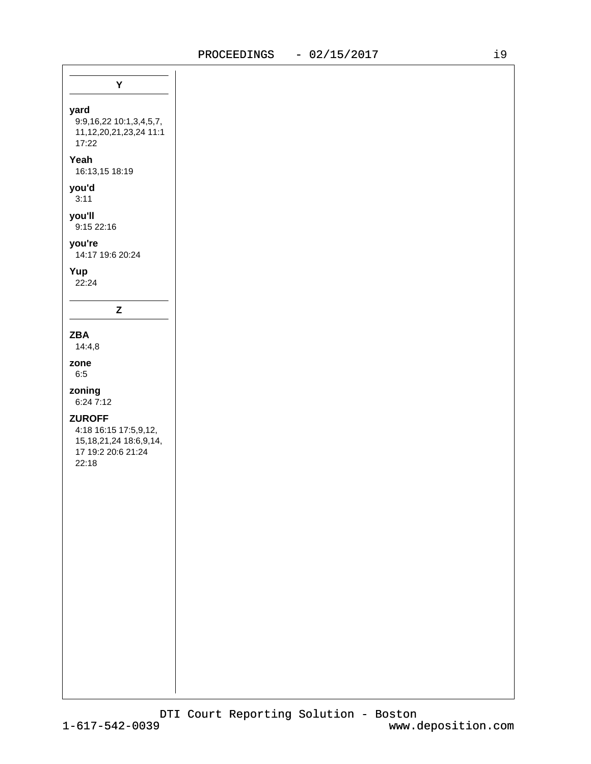## Y

**yard**
9:9,16,22 10:1,3,4,5,7, 11,12,20,21,23,24 11:1 17:22

**Yeah**
16:13,15 18:19

**you'd**
3:11

**you'll**
9:15 22:16

**you're**
14:17 19:6 20:24

**Yup**
22:24

## Z

**ZBA**
14:4,8

**zone**
6:5

**zoning**
6:24 7:12

**ZUROFF**
4:18 16:15 17:5,9,12, 15,18,21,24 18:6,9,14, 17 19:2 20:6 21:24 22:18